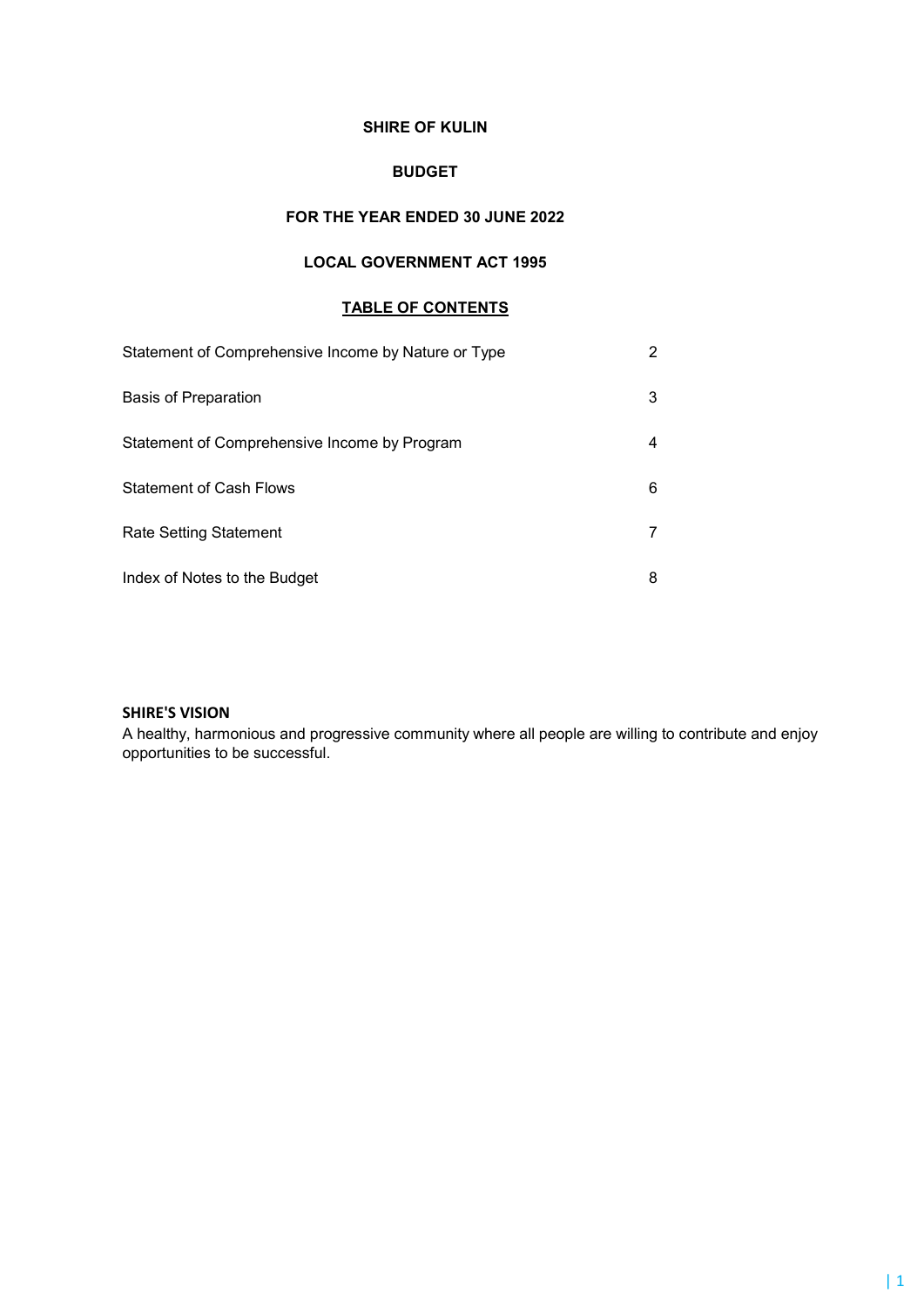# SHIRE OF KULIN

## BUDGET

## FOR THE YEAR ENDED 30 JUNE 2022

## LOCAL GOVERNMENT ACT 1995

### TABLE OF CONTENTS

| | |
|---|---|
| Statement of Comprehensive Income by Nature or Type | 2 |
| Basis of Preparation | 3 |
| Statement of Comprehensive Income by Program | 4 |
| Statement of Cash Flows | 6 |
| Rate Setting Statement | 7 |
| Index of Notes to the Budget | 8 |

**SHIRE'S VISION**

A healthy, harmonious and progressive community where all people are willing to contribute and enjoy opportunities to be successful.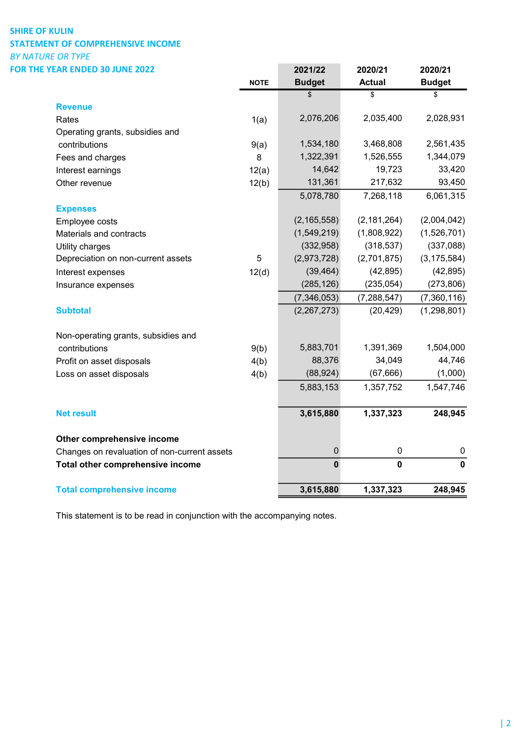**SHIRE OF KULIN**
**STATEMENT OF COMPREHENSIVE INCOME**
*BY NATURE OR TYPE*
**FOR THE YEAR ENDED 30 JUNE 2022**

| | NOTE | 2021/22 Budget | 2020/21 Actual | 2020/21 Budget |
|---|---|---|---|---|
| | | $ | $ | $ |
| **Revenue** | | | | |
| Rates | 1(a) | 2,076,206 | 2,035,400 | 2,028,931 |
| Operating grants, subsidies and contributions | 9(a) | 1,534,180 | 3,468,808 | 2,561,435 |
| Fees and charges | 8 | 1,322,391 | 1,526,555 | 1,344,079 |
| Interest earnings | 12(a) | 14,642 | 19,723 | 33,420 |
| Other revenue | 12(b) | 131,361 | 217,632 | 93,450 |
| | | 5,078,780 | 7,268,118 | 6,061,315 |
| **Expenses** | | | | |
| Employee costs | | (2,165,558) | (2,181,264) | (2,004,042) |
| Materials and contracts | | (1,549,219) | (1,808,922) | (1,526,701) |
| Utility charges | | (332,958) | (318,537) | (337,088) |
| Depreciation on non-current assets | 5 | (2,973,728) | (2,701,875) | (3,175,584) |
| Interest expenses | 12(d) | (39,464) | (42,895) | (42,895) |
| Insurance expenses | | (285,126) | (235,054) | (273,806) |
| | | (7,346,053) | (7,288,547) | (7,360,116) |
| **Subtotal** | | (2,267,273) | (20,429) | (1,298,801) |
| | | | | |
| Non-operating grants, subsidies and contributions | 9(b) | 5,883,701 | 1,391,369 | 1,504,000 |
| Profit on asset disposals | 4(b) | 88,376 | 34,049 | 44,746 |
| Loss on asset disposals | 4(b) | (88,924) | (67,666) | (1,000) |
| | | 5,883,153 | 1,357,752 | 1,547,746 |
| | | | | |
| **Net result** | | **3,615,880** | **1,337,323** | **248,945** |
| | | | | |
| **Other comprehensive income** | | | | |
| Changes on revaluation of non-current assets | | 0 | 0 | 0 |
| **Total other comprehensive income** | | **0** | **0** | **0** |
| | | | | |
| **Total comprehensive income** | | **3,615,880** | **1,337,323** | **248,945** |

This statement is to be read in conjunction with the accompanying notes.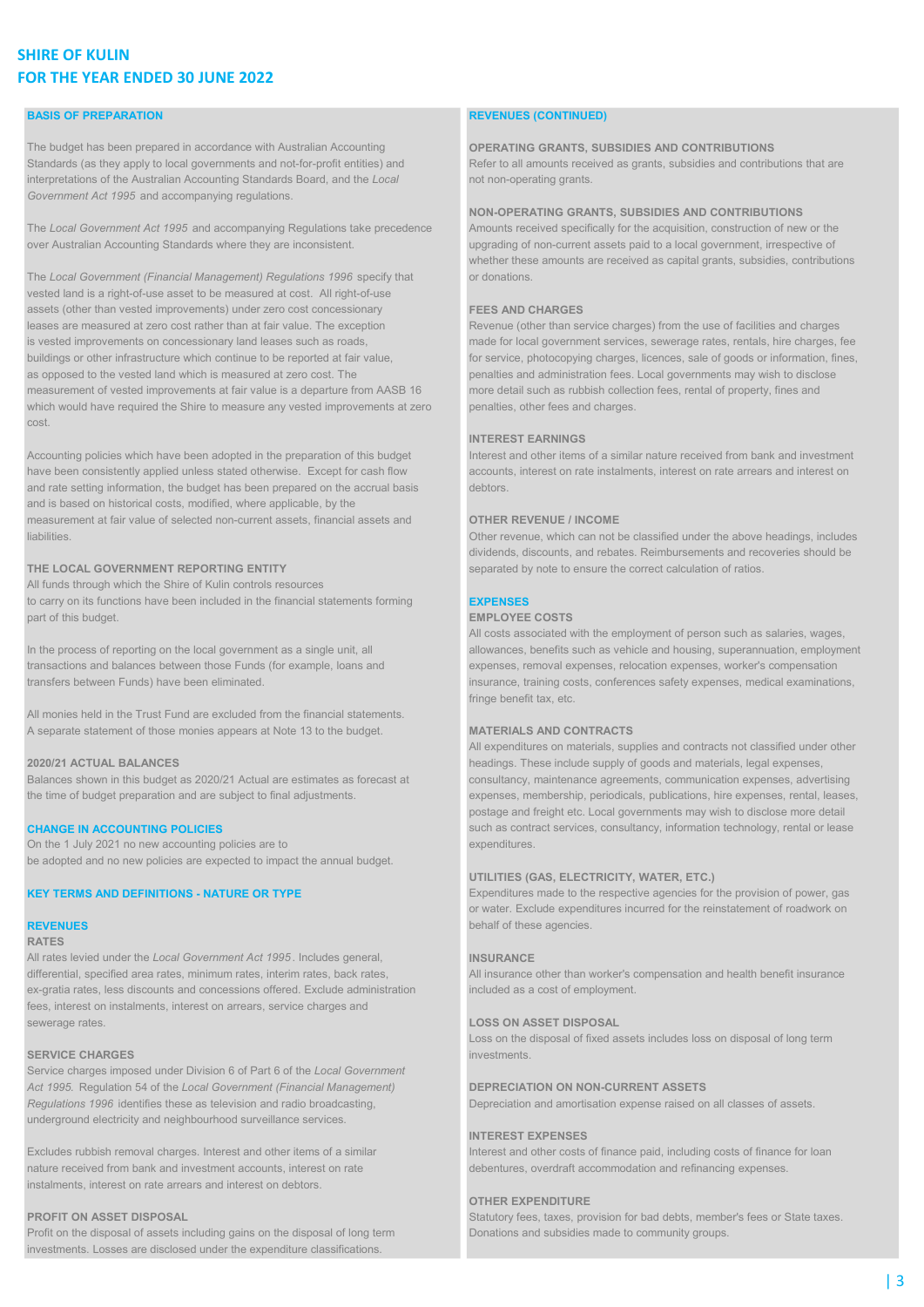# SHIRE OF KULIN
# FOR THE YEAR ENDED 30 JUNE 2022

## BASIS OF PREPARATION

The budget has been prepared in accordance with Australian Accounting Standards (as they apply to local governments and not-for-profit entities) and interpretations of the Australian Accounting Standards Board, and the *Local Government Act 1995* and accompanying regulations.

The *Local Government Act 1995* and accompanying Regulations take precedence over Australian Accounting Standards where they are inconsistent.

The *Local Government (Financial Management) Regulations 1996* specify that vested land is a right-of-use asset to be measured at cost. All right-of-use assets (other than vested improvements) under zero cost concessionary leases are measured at zero cost rather than at fair value. The exception is vested improvements on concessionary land leases such as roads, buildings or other infrastructure which continue to be reported at fair value, as opposed to the vested land which is measured at zero cost. The measurement of vested improvements at fair value is a departure from AASB 16 which would have required the Shire to measure any vested improvements at zero cost.

Accounting policies which have been adopted in the preparation of this budget have been consistently applied unless stated otherwise. Except for cash flow and rate setting information, the budget has been prepared on the accrual basis and is based on historical costs, modified, where applicable, by the measurement at fair value of selected non-current assets, financial assets and liabilities.

### THE LOCAL GOVERNMENT REPORTING ENTITY
All funds through which the Shire of Kulin controls resources to carry on its functions have been included in the financial statements forming part of this budget.

In the process of reporting on the local government as a single unit, all transactions and balances between those Funds (for example, loans and transfers between Funds) have been eliminated.

All monies held in the Trust Fund are excluded from the financial statements. A separate statement of those monies appears at Note 13 to the budget.

### 2020/21 ACTUAL BALANCES
Balances shown in this budget as 2020/21 Actual are estimates as forecast at the time of budget preparation and are subject to final adjustments.

## CHANGE IN ACCOUNTING POLICIES
On the 1 July 2021 no new accounting policies are to be adopted and no new policies are expected to impact the annual budget.

## KEY TERMS AND DEFINITIONS - NATURE OR TYPE

## REVENUES

### RATES
All rates levied under the *Local Government Act 1995*. Includes general, differential, specified area rates, minimum rates, interim rates, back rates, ex-gratia rates, less discounts and concessions offered. Exclude administration fees, interest on instalments, interest on arrears, service charges and sewerage rates.

### SERVICE CHARGES
Service charges imposed under Division 6 of Part 6 of the *Local Government Act 1995. Regulation 54 of the Local Government (Financial Management) Regulations 1996* identifies these as television and radio broadcasting, underground electricity and neighbourhood surveillance services.

Excludes rubbish removal charges. Interest and other items of a similar nature received from bank and investment accounts, interest on rate instalments, interest on rate arrears and interest on debtors.

### PROFIT ON ASSET DISPOSAL
Profit on the disposal of assets including gains on the disposal of long term investments. Losses are disclosed under the expenditure classifications.

## REVENUES (CONTINUED)

### OPERATING GRANTS, SUBSIDIES AND CONTRIBUTIONS
Refer to all amounts received as grants, subsidies and contributions that are not non-operating grants.

### NON-OPERATING GRANTS, SUBSIDIES AND CONTRIBUTIONS
Amounts received specifically for the acquisition, construction of new or the upgrading of non-current assets paid to a local government, irrespective of whether these amounts are received as capital grants, subsidies, contributions or donations.

### FEES AND CHARGES
Revenue (other than service charges) from the use of facilities and charges made for local government services, sewerage rates, rentals, hire charges, fee for service, photocopying charges, licences, sale of goods or information, fines, penalties and administration fees. Local governments may wish to disclose more detail such as rubbish collection fees, rental of property, fines and penalties, other fees and charges.

### INTEREST EARNINGS
Interest and other items of a similar nature received from bank and investment accounts, interest on rate instalments, interest on rate arrears and interest on debtors.

### OTHER REVENUE / INCOME
Other revenue, which can not be classified under the above headings, includes dividends, discounts, and rebates. Reimbursements and recoveries should be separated by note to ensure the correct calculation of ratios.

## EXPENSES

### EMPLOYEE COSTS
All costs associated with the employment of person such as salaries, wages, allowances, benefits such as vehicle and housing, superannuation, employment expenses, removal expenses, relocation expenses, worker's compensation insurance, training costs, conferences safety expenses, medical examinations, fringe benefit tax, etc.

### MATERIALS AND CONTRACTS
All expenditures on materials, supplies and contracts not classified under other headings. These include supply of goods and materials, legal expenses, consultancy, maintenance agreements, communication expenses, advertising expenses, membership, periodicals, publications, hire expenses, rental, leases, postage and freight etc. Local governments may wish to disclose more detail such as contract services, consultancy, information technology, rental or lease expenditures.

### UTILITIES (GAS, ELECTRICITY, WATER, ETC.)
Expenditures made to the respective agencies for the provision of power, gas or water. Exclude expenditures incurred for the reinstatement of roadwork on behalf of these agencies.

### INSURANCE
All insurance other than worker's compensation and health benefit insurance included as a cost of employment.

### LOSS ON ASSET DISPOSAL
Loss on the disposal of fixed assets includes loss on disposal of long term investments.

### DEPRECIATION ON NON-CURRENT ASSETS
Depreciation and amortisation expense raised on all classes of assets.

### INTEREST EXPENSES
Interest and other costs of finance paid, including costs of finance for loan debentures, overdraft accommodation and refinancing expenses.

### OTHER EXPENDITURE
Statutory fees, taxes, provision for bad debts, member's fees or State taxes. Donations and subsidies made to community groups.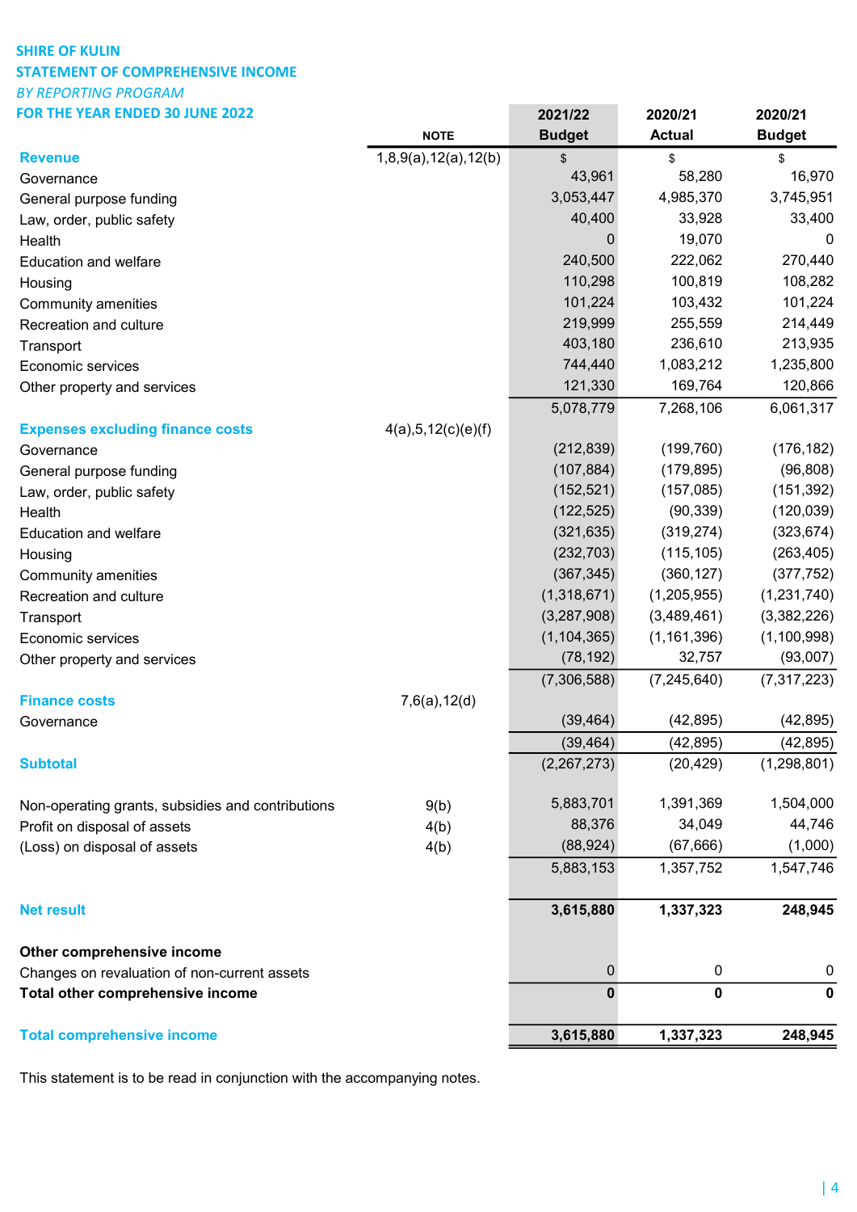**SHIRE OF KULIN**
**STATEMENT OF COMPREHENSIVE INCOME**
*BY REPORTING PROGRAM*
**FOR THE YEAR ENDED 30 JUNE 2022**

| | NOTE | 2021/22 Budget | 2020/21 Actual | 2020/21 Budget |
|---|---|---|---|---|
| **Revenue** | 1,8,9(a),12(a),12(b) | $ | $ | $ |
| Governance | | 43,961 | 58,280 | 16,970 |
| General purpose funding | | 3,053,447 | 4,985,370 | 3,745,951 |
| Law, order, public safety | | 40,400 | 33,928 | 33,400 |
| Health | | 0 | 19,070 | 0 |
| Education and welfare | | 240,500 | 222,062 | 270,440 |
| Housing | | 110,298 | 100,819 | 108,282 |
| Community amenities | | 101,224 | 103,432 | 101,224 |
| Recreation and culture | | 219,999 | 255,559 | 214,449 |
| Transport | | 403,180 | 236,610 | 213,935 |
| Economic services | | 744,440 | 1,083,212 | 1,235,800 |
| Other property and services | | 121,330 | 169,764 | 120,866 |
| | | 5,078,779 | 7,268,106 | 6,061,317 |
| **Expenses excluding finance costs** | 4(a),5,12(c)(e)(f) | | | |
| Governance | | (212,839) | (199,760) | (176,182) |
| General purpose funding | | (107,884) | (179,895) | (96,808) |
| Law, order, public safety | | (152,521) | (157,085) | (151,392) |
| Health | | (122,525) | (90,339) | (120,039) |
| Education and welfare | | (321,635) | (319,274) | (323,674) |
| Housing | | (232,703) | (115,105) | (263,405) |
| Community amenities | | (367,345) | (360,127) | (377,752) |
| Recreation and culture | | (1,318,671) | (1,205,955) | (1,231,740) |
| Transport | | (3,287,908) | (3,489,461) | (3,382,226) |
| Economic services | | (1,104,365) | (1,161,396) | (1,100,998) |
| Other property and services | | (78,192) | 32,757 | (93,007) |
| | | (7,306,588) | (7,245,640) | (7,317,223) |
| **Finance costs** | 7,6(a),12(d) | | | |
| Governance | | (39,464) | (42,895) | (42,895) |
| | | (39,464) | (42,895) | (42,895) |
| **Subtotal** | | (2,267,273) | (20,429) | (1,298,801) |
| | | | | |
| Non-operating grants, subsidies and contributions | 9(b) | 5,883,701 | 1,391,369 | 1,504,000 |
| Profit on disposal of assets | 4(b) | 88,376 | 34,049 | 44,746 |
| (Loss) on disposal of assets | 4(b) | (88,924) | (67,666) | (1,000) |
| | | 5,883,153 | 1,357,752 | 1,547,746 |
| | | | | |
| **Net result** | | **3,615,880** | **1,337,323** | **248,945** |
| | | | | |
| **Other comprehensive income** | | | | |
| Changes on revaluation of non-current assets | | 0 | 0 | 0 |
| **Total other comprehensive income** | | **0** | **0** | **0** |
| | | | | |
| **Total comprehensive income** | | **3,615,880** | **1,337,323** | **248,945** |

This statement is to be read in conjunction with the accompanying notes.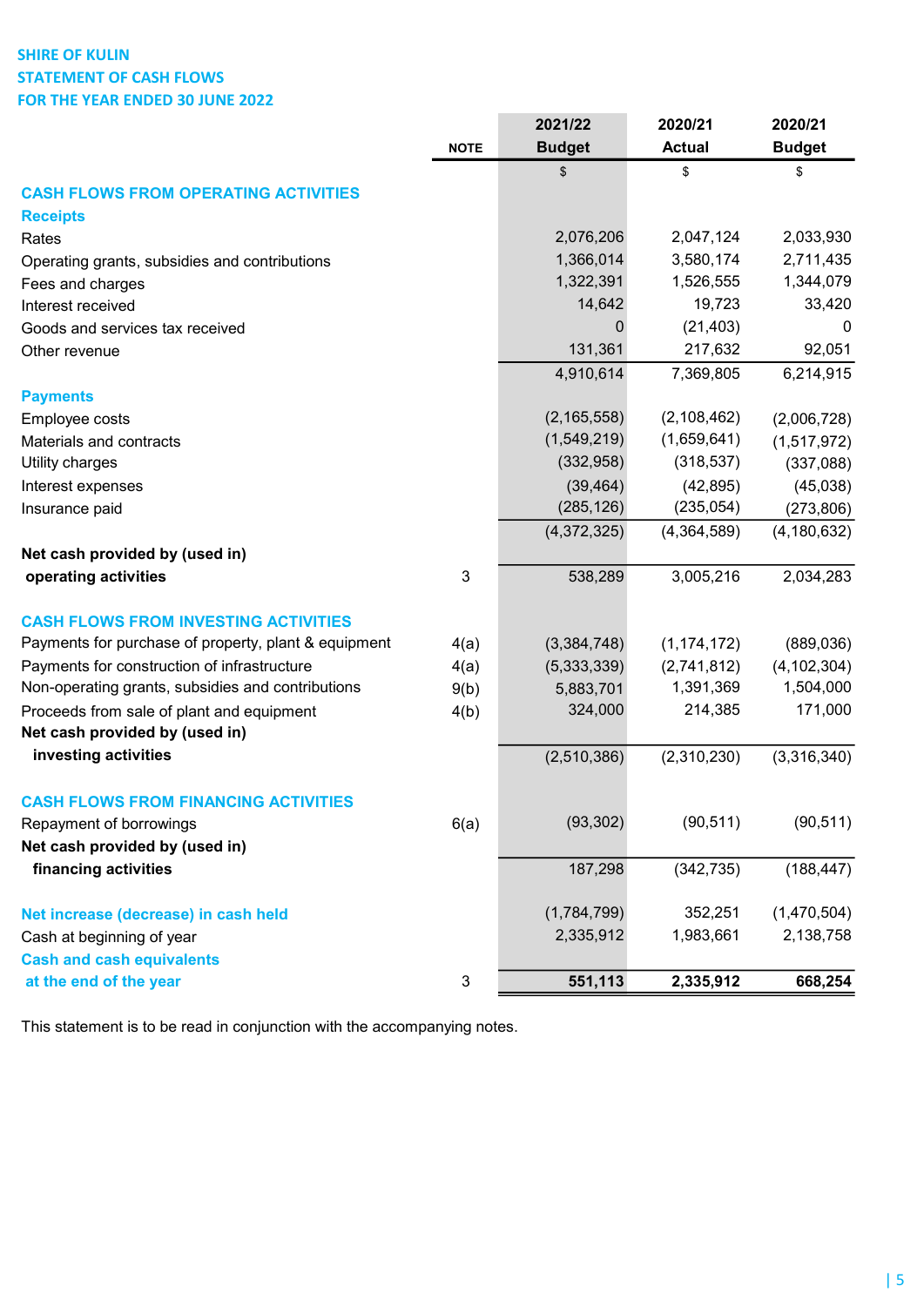**SHIRE OF KULIN**
**STATEMENT OF CASH FLOWS**
**FOR THE YEAR ENDED 30 JUNE 2022**

| | NOTE | 2021/22 Budget | 2020/21 Actual | 2020/21 Budget |
|---|---|---|---|---|
| | | $ | $ | $ |
| **CASH FLOWS FROM OPERATING ACTIVITIES** | | | | |
| **Receipts** | | | | |
| Rates | | 2,076,206 | 2,047,124 | 2,033,930 |
| Operating grants, subsidies and contributions | | 1,366,014 | 3,580,174 | 2,711,435 |
| Fees and charges | | 1,322,391 | 1,526,555 | 1,344,079 |
| Interest received | | 14,642 | 19,723 | 33,420 |
| Goods and services tax received | | 0 | (21,403) | 0 |
| Other revenue | | 131,361 | 217,632 | 92,051 |
| | | 4,910,614 | 7,369,805 | 6,214,915 |
| **Payments** | | | | |
| Employee costs | | (2,165,558) | (2,108,462) | (2,006,728) |
| Materials and contracts | | (1,549,219) | (1,659,641) | (1,517,972) |
| Utility charges | | (332,958) | (318,537) | (337,088) |
| Interest expenses | | (39,464) | (42,895) | (45,038) |
| Insurance paid | | (285,126) | (235,054) | (273,806) |
| | | (4,372,325) | (4,364,589) | (4,180,632) |
| **Net cash provided by (used in) operating activities** | 3 | 538,289 | 3,005,216 | 2,034,283 |
| **CASH FLOWS FROM INVESTING ACTIVITIES** | | | | |
| Payments for purchase of property, plant & equipment | 4(a) | (3,384,748) | (1,174,172) | (889,036) |
| Payments for construction of infrastructure | 4(a) | (5,333,339) | (2,741,812) | (4,102,304) |
| Non-operating grants, subsidies and contributions | 9(b) | 5,883,701 | 1,391,369 | 1,504,000 |
| Proceeds from sale of plant and equipment | 4(b) | 324,000 | 214,385 | 171,000 |
| **Net cash provided by (used in) investing activities** | | (2,510,386) | (2,310,230) | (3,316,340) |
| **CASH FLOWS FROM FINANCING ACTIVITIES** | | | | |
| Repayment of borrowings | 6(a) | (93,302) | (90,511) | (90,511) |
| **Net cash provided by (used in) financing activities** | | 187,298 | (342,735) | (188,447) |
| **Net increase (decrease) in cash held** | | (1,784,799) | 352,251 | (1,470,504) |
| Cash at beginning of year | | 2,335,912 | 1,983,661 | 2,138,758 |
| **Cash and cash equivalents at the end of the year** | 3 | **551,113** | **2,335,912** | **668,254** |

This statement is to be read in conjunction with the accompanying notes.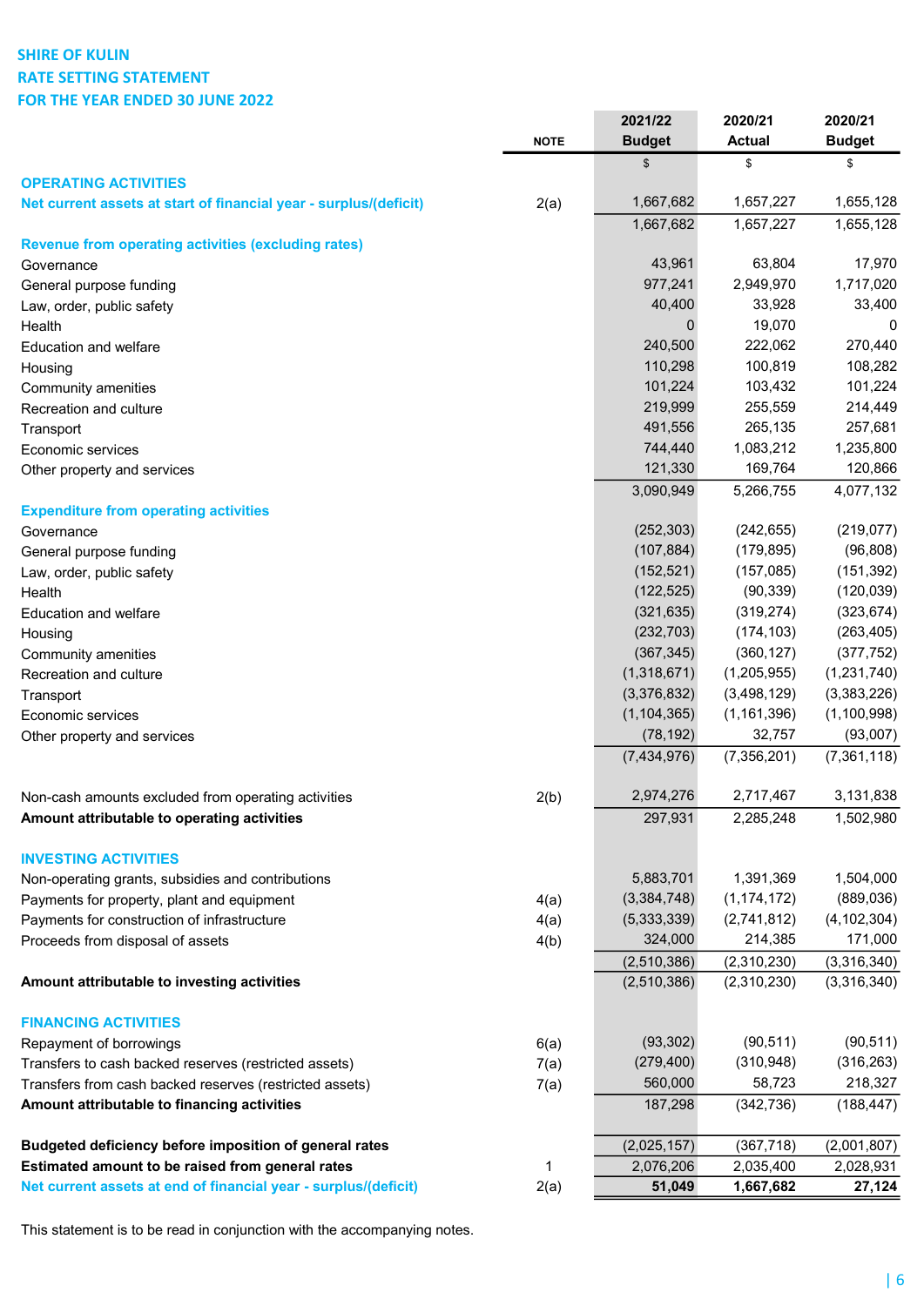# SHIRE OF KULIN
## RATE SETTING STATEMENT
## FOR THE YEAR ENDED 30 JUNE 2022

| | NOTE | 2021/22 Budget | 2020/21 Actual | 2020/21 Budget |
|---|---|---|---|---|
| | | $ | $ | $ |
| **OPERATING ACTIVITIES** | | | | |
| **Net current assets at start of financial year - surplus/(deficit)** | 2(a) | 1,667,682 | 1,657,227 | 1,655,128 |
| | | 1,667,682 | 1,657,227 | 1,655,128 |
| **Revenue from operating activities (excluding rates)** | | | | |
| Governance | | 43,961 | 63,804 | 17,970 |
| General purpose funding | | 977,241 | 2,949,970 | 1,717,020 |
| Law, order, public safety | | 40,400 | 33,928 | 33,400 |
| Health | | 0 | 19,070 | 0 |
| Education and welfare | | 240,500 | 222,062 | 270,440 |
| Housing | | 110,298 | 100,819 | 108,282 |
| Community amenities | | 101,224 | 103,432 | 101,224 |
| Recreation and culture | | 219,999 | 255,559 | 214,449 |
| Transport | | 491,556 | 265,135 | 257,681 |
| Economic services | | 744,440 | 1,083,212 | 1,235,800 |
| Other property and services | | 121,330 | 169,764 | 120,866 |
| | | 3,090,949 | 5,266,755 | 4,077,132 |
| **Expenditure from operating activities** | | | | |
| Governance | | (252,303) | (242,655) | (219,077) |
| General purpose funding | | (107,884) | (179,895) | (96,808) |
| Law, order, public safety | | (152,521) | (157,085) | (151,392) |
| Health | | (122,525) | (90,339) | (120,039) |
| Education and welfare | | (321,635) | (319,274) | (323,674) |
| Housing | | (232,703) | (174,103) | (263,405) |
| Community amenities | | (367,345) | (360,127) | (377,752) |
| Recreation and culture | | (1,318,671) | (1,205,955) | (1,231,740) |
| Transport | | (3,376,832) | (3,498,129) | (3,383,226) |
| Economic services | | (1,104,365) | (1,161,396) | (1,100,998) |
| Other property and services | | (78,192) | 32,757 | (93,007) |
| | | (7,434,976) | (7,356,201) | (7,361,118) |
| | | | | |
| Non-cash amounts excluded from operating activities | 2(b) | 2,974,276 | 2,717,467 | 3,131,838 |
| **Amount attributable to operating activities** | | 297,931 | 2,285,248 | 1,502,980 |
| | | | | |
| **INVESTING ACTIVITIES** | | | | |
| Non-operating grants, subsidies and contributions | | 5,883,701 | 1,391,369 | 1,504,000 |
| Payments for property, plant and equipment | 4(a) | (3,384,748) | (1,174,172) | (889,036) |
| Payments for construction of infrastructure | 4(a) | (5,333,339) | (2,741,812) | (4,102,304) |
| Proceeds from disposal of assets | 4(b) | 324,000 | 214,385 | 171,000 |
| | | (2,510,386) | (2,310,230) | (3,316,340) |
| **Amount attributable to investing activities** | | (2,510,386) | (2,310,230) | (3,316,340) |
| | | | | |
| **FINANCING ACTIVITIES** | | | | |
| Repayment of borrowings | 6(a) | (93,302) | (90,511) | (90,511) |
| Transfers to cash backed reserves (restricted assets) | 7(a) | (279,400) | (310,948) | (316,263) |
| Transfers from cash backed reserves (restricted assets) | 7(a) | 560,000 | 58,723 | 218,327 |
| **Amount attributable to financing activities** | | 187,298 | (342,736) | (188,447) |
| | | | | |
| **Budgeted deficiency before imposition of general rates** | | (2,025,157) | (367,718) | (2,001,807) |
| **Estimated amount to be raised from general rates** | 1 | 2,076,206 | 2,035,400 | 2,028,931 |
| **Net current assets at end of financial year - surplus/(deficit)** | 2(a) | **51,049** | **1,667,682** | **27,124** |

This statement is to be read in conjunction with the accompanying notes.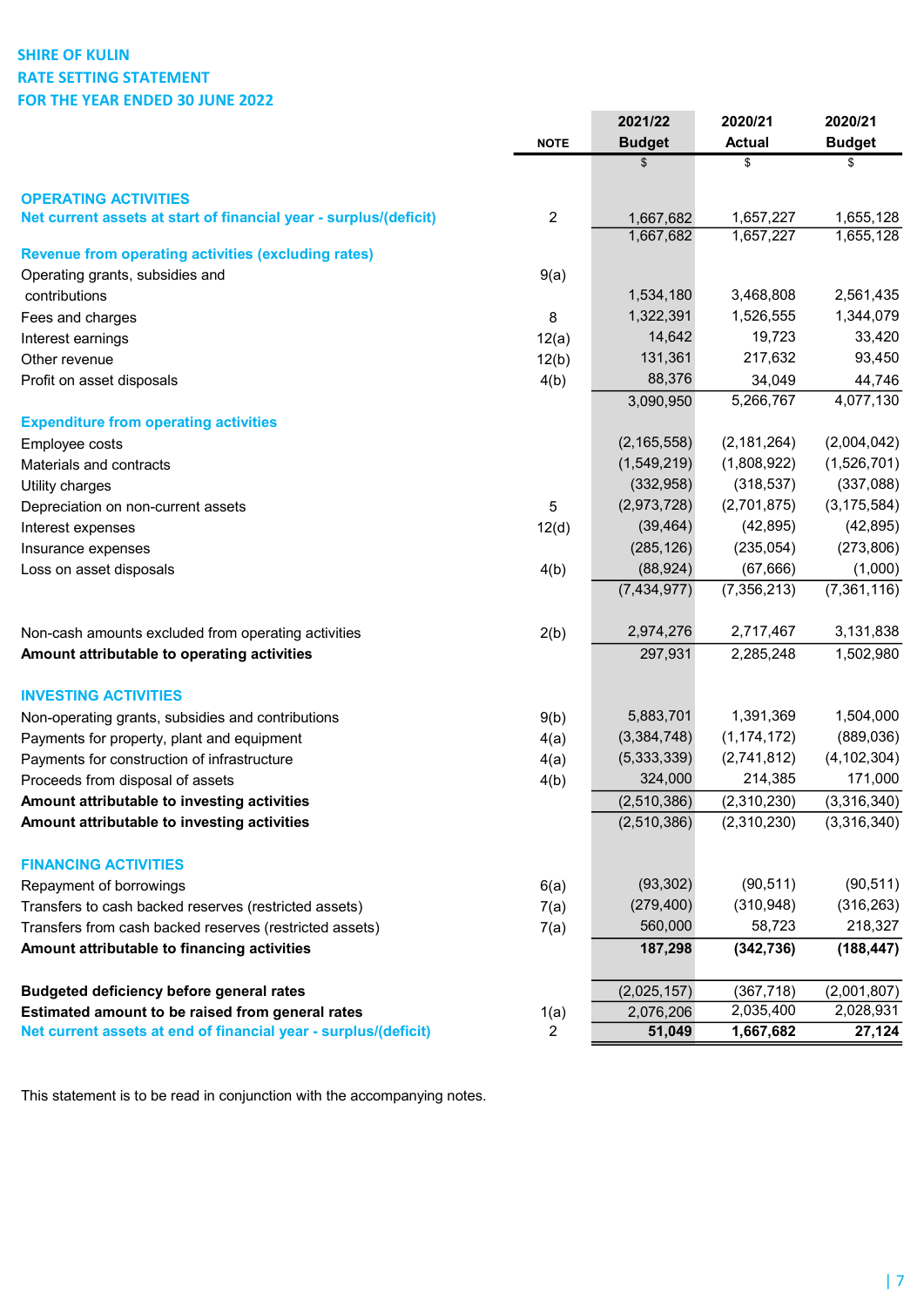# SHIRE OF KULIN
## RATE SETTING STATEMENT
## FOR THE YEAR ENDED 30 JUNE 2022

| | NOTE | 2021/22 Budget | 2020/21 Actual | 2020/21 Budget |
|---|---|---|---|---|
| | | $ | $ | $ |
| **OPERATING ACTIVITIES** | | | | |
| **Net current assets at start of financial year - surplus/(deficit)** | 2 | 1,667,682 | 1,657,227 | 1,655,128 |
| | | 1,667,682 | 1,657,227 | 1,655,128 |
| **Revenue from operating activities (excluding rates)** | | | | |
| Operating grants, subsidies and contributions | 9(a) | 1,534,180 | 3,468,808 | 2,561,435 |
| Fees and charges | 8 | 1,322,391 | 1,526,555 | 1,344,079 |
| Interest earnings | 12(a) | 14,642 | 19,723 | 33,420 |
| Other revenue | 12(b) | 131,361 | 217,632 | 93,450 |
| Profit on asset disposals | 4(b) | 88,376 | 34,049 | 44,746 |
| | | 3,090,950 | 5,266,767 | 4,077,130 |
| **Expenditure from operating activities** | | | | |
| Employee costs | | (2,165,558) | (2,181,264) | (2,004,042) |
| Materials and contracts | | (1,549,219) | (1,808,922) | (1,526,701) |
| Utility charges | | (332,958) | (318,537) | (337,088) |
| Depreciation on non-current assets | 5 | (2,973,728) | (2,701,875) | (3,175,584) |
| Interest expenses | 12(d) | (39,464) | (42,895) | (42,895) |
| Insurance expenses | | (285,126) | (235,054) | (273,806) |
| Loss on asset disposals | 4(b) | (88,924) | (67,666) | (1,000) |
| | | (7,434,977) | (7,356,213) | (7,361,116) |
| Non-cash amounts excluded from operating activities | 2(b) | 2,974,276 | 2,717,467 | 3,131,838 |
| **Amount attributable to operating activities** | | 297,931 | 2,285,248 | 1,502,980 |
| **INVESTING ACTIVITIES** | | | | |
| Non-operating grants, subsidies and contributions | 9(b) | 5,883,701 | 1,391,369 | 1,504,000 |
| Payments for property, plant and equipment | 4(a) | (3,384,748) | (1,174,172) | (889,036) |
| Payments for construction of infrastructure | 4(a) | (5,333,339) | (2,741,812) | (4,102,304) |
| Proceeds from disposal of assets | 4(b) | 324,000 | 214,385 | 171,000 |
| **Amount attributable to investing activities** | | (2,510,386) | (2,310,230) | (3,316,340) |
| **Amount attributable to investing activities** | | (2,510,386) | (2,310,230) | (3,316,340) |
| **FINANCING ACTIVITIES** | | | | |
| Repayment of borrowings | 6(a) | (93,302) | (90,511) | (90,511) |
| Transfers to cash backed reserves (restricted assets) | 7(a) | (279,400) | (310,948) | (316,263) |
| Transfers from cash backed reserves (restricted assets) | 7(a) | 560,000 | 58,723 | 218,327 |
| **Amount attributable to financing activities** | | **187,298** | **(342,736)** | **(188,447)** |
| **Budgeted deficiency before general rates** | | (2,025,157) | (367,718) | (2,001,807) |
| **Estimated amount to be raised from general rates** | 1(a) | 2,076,206 | 2,035,400 | 2,028,931 |
| **Net current assets at end of financial year - surplus/(deficit)** | 2 | **51,049** | **1,667,682** | **27,124** |

This statement is to be read in conjunction with the accompanying notes.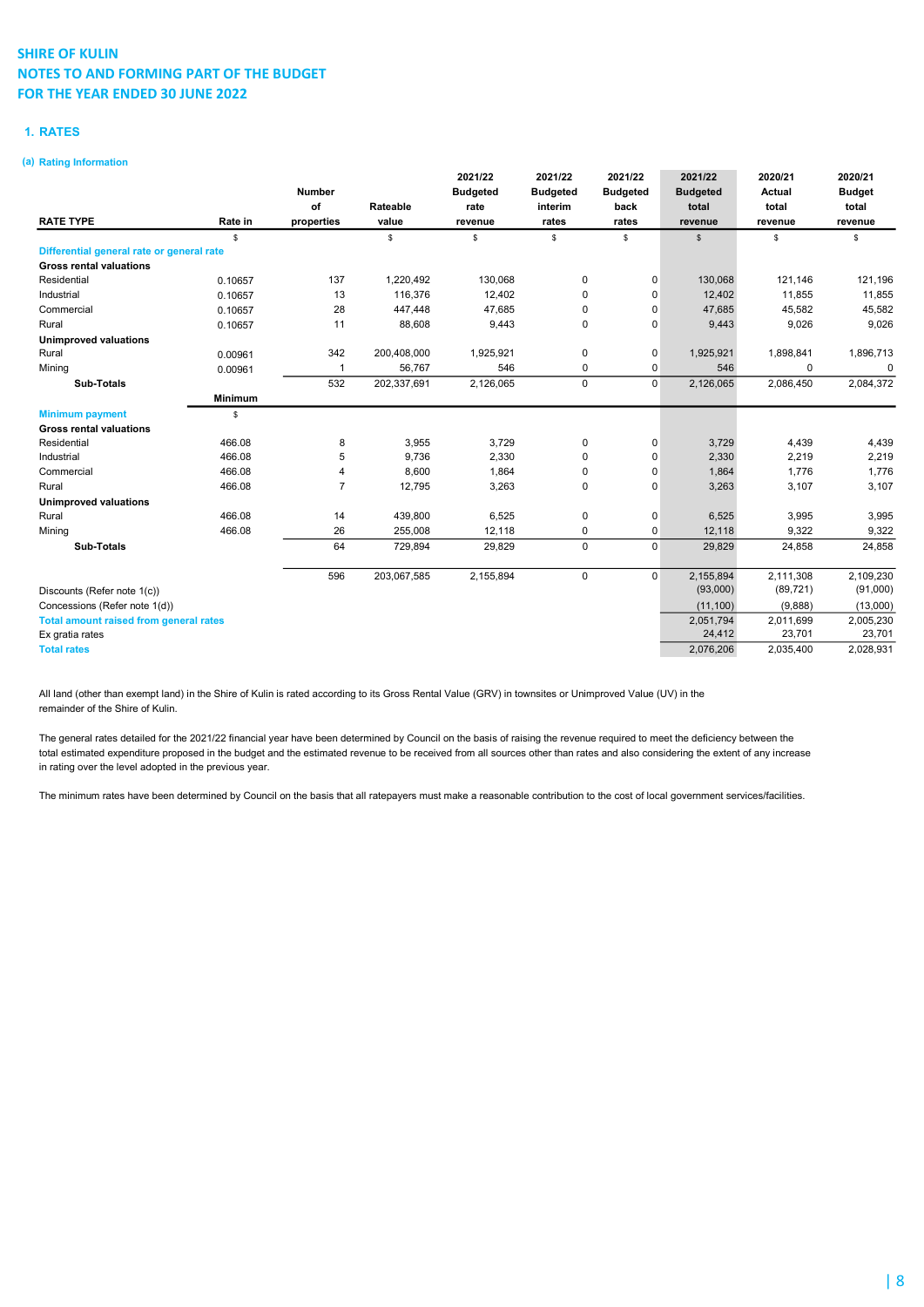# SHIRE OF KULIN
# NOTES TO AND FORMING PART OF THE BUDGET
# FOR THE YEAR ENDED 30 JUNE 2022

## 1. RATES

### (a) Rating Information

| RATE TYPE | Rate in | Number of properties | Rateable value | 2021/22 Budgeted rate revenue | 2021/22 Budgeted interim rates | 2021/22 Budgeted back rates | 2021/22 Budgeted total revenue | 2020/21 Actual total revenue | 2020/21 Budget total revenue |
|---|---|---|---|---|---|---|---|---|---|
| | $ | | $ | $ | $ | $ | $ | $ | $ |
| **Differential general rate or general rate** | | | | | | | | | |
| **Gross rental valuations** | | | | | | | | | |
| Residential | 0.10657 | 137 | 1,220,492 | 130,068 | 0 | 0 | 130,068 | 121,146 | 121,196 |
| Industrial | 0.10657 | 13 | 116,376 | 12,402 | 0 | 0 | 12,402 | 11,855 | 11,855 |
| Commercial | 0.10657 | 28 | 447,448 | 47,685 | 0 | 0 | 47,685 | 45,582 | 45,582 |
| Rural | 0.10657 | 11 | 88,608 | 9,443 | 0 | 0 | 9,443 | 9,026 | 9,026 |
| **Unimproved valuations** | | | | | | | | | |
| Rural | 0.00961 | 342 | 200,408,000 | 1,925,921 | 0 | 0 | 1,925,921 | 1,898,841 | 1,896,713 |
| Mining | 0.00961 | 1 | 56,767 | 546 | 0 | 0 | 546 | 0 | 0 |
| **Sub-Totals** | | 532 | 202,337,691 | 2,126,065 | 0 | 0 | 2,126,065 | 2,086,450 | 2,084,372 |
| | **Minimum** | | | | | | | | |
| **Minimum payment** | $ | | | | | | | | |
| **Gross rental valuations** | | | | | | | | | |
| Residential | 466.08 | 8 | 3,955 | 3,729 | 0 | 0 | 3,729 | 4,439 | 4,439 |
| Industrial | 466.08 | 5 | 9,736 | 2,330 | 0 | 0 | 2,330 | 2,219 | 2,219 |
| Commercial | 466.08 | 4 | 8,600 | 1,864 | 0 | 0 | 1,864 | 1,776 | 1,776 |
| Rural | 466.08 | 7 | 12,795 | 3,263 | 0 | 0 | 3,263 | 3,107 | 3,107 |
| **Unimproved valuations** | | | | | | | | | |
| Rural | 466.08 | 14 | 439,800 | 6,525 | 0 | 0 | 6,525 | 3,995 | 3,995 |
| Mining | 466.08 | 26 | 255,008 | 12,118 | 0 | 0 | 12,118 | 9,322 | 9,322 |
| **Sub-Totals** | | 64 | 729,894 | 29,829 | 0 | 0 | 29,829 | 24,858 | 24,858 |
| | | 596 | 203,067,585 | 2,155,894 | 0 | 0 | 2,155,894 | 2,111,308 | 2,109,230 |
| Discounts (Refer note 1(c)) | | | | | | | (93,000) | (89,721) | (91,000) |
| Concessions (Refer note 1(d)) | | | | | | | (11,100) | (9,888) | (13,000) |
| **Total amount raised from general rates** | | | | | | | 2,051,794 | 2,011,699 | 2,005,230 |
| Ex gratia rates | | | | | | | 24,412 | 23,701 | 23,701 |
| **Total rates** | | | | | | | 2,076,206 | 2,035,400 | 2,028,931 |

All land (other than exempt land) in the Shire of Kulin is rated according to its Gross Rental Value (GRV) in townsites or Unimproved Value (UV) in the remainder of the Shire of Kulin.

The general rates detailed for the 2021/22 financial year have been determined by Council on the basis of raising the revenue required to meet the deficiency between the total estimated expenditure proposed in the budget and the estimated revenue to be received from all sources other than rates and also considering the extent of any increase in rating over the level adopted in the previous year.

The minimum rates have been determined by Council on the basis that all ratepayers must make a reasonable contribution to the cost of local government services/facilities.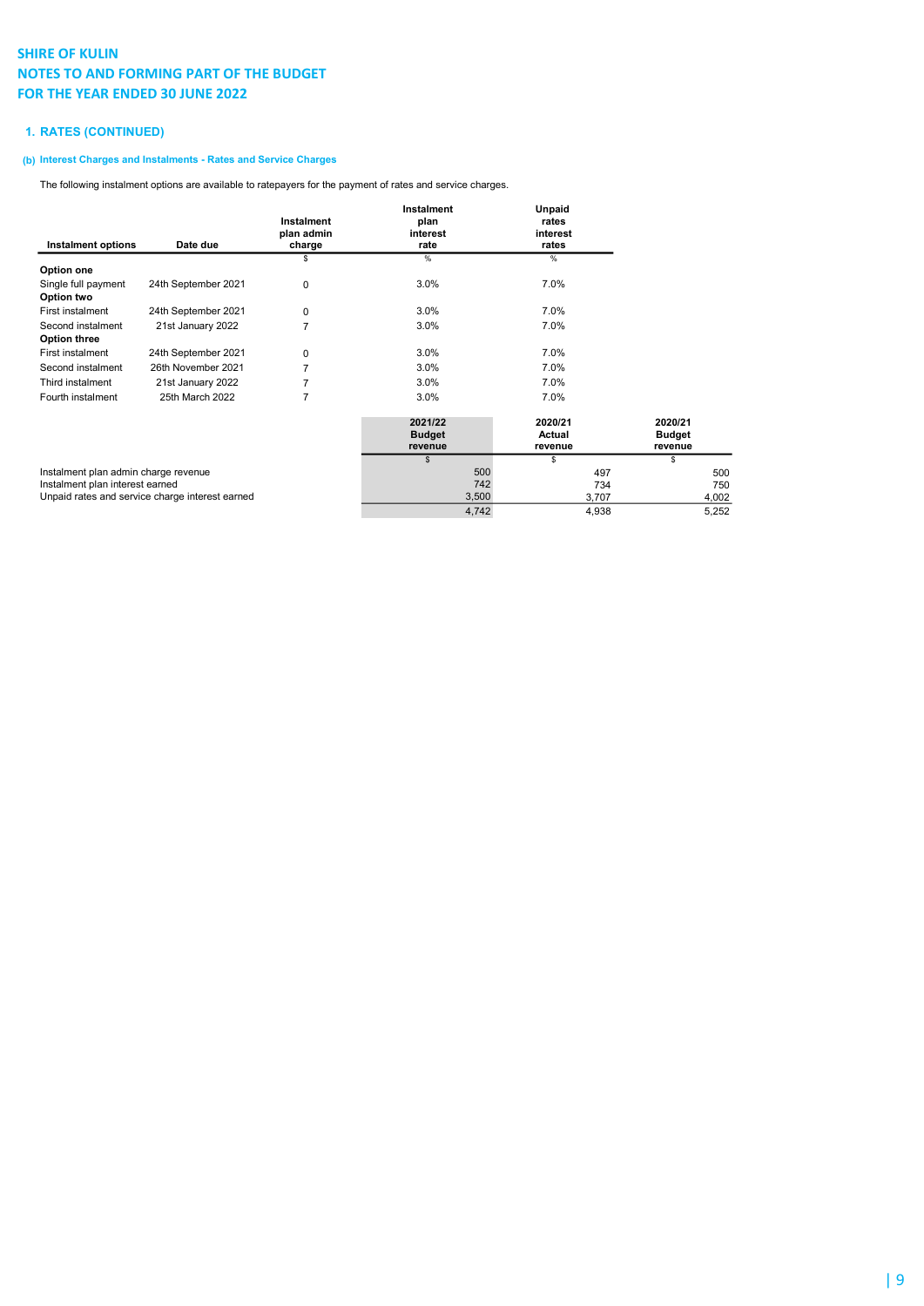# SHIRE OF KULIN
# NOTES TO AND FORMING PART OF THE BUDGET
# FOR THE YEAR ENDED 30 JUNE 2022

## 1. RATES (CONTINUED)

### (b) Interest Charges and Instalments - Rates and Service Charges

The following instalment options are available to ratepayers for the payment of rates and service charges.

| Instalment options | Date due | Instalment plan admin charge | Instalment plan interest rate | Unpaid rates interest rates |
|---|---|---|---|---|
| | | $ | % | % |
| **Option one** | | | | |
| Single full payment | 24th September 2021 | 0 | 3.0% | 7.0% |
| **Option two** | | | | |
| First instalment | 24th September 2021 | 0 | 3.0% | 7.0% |
| Second instalment | 21st January 2022 | 7 | 3.0% | 7.0% |
| **Option three** | | | | |
| First instalment | 24th September 2021 | 0 | 3.0% | 7.0% |
| Second instalment | 26th November 2021 | 7 | 3.0% | 7.0% |
| Third instalment | 21st January 2022 | 7 | 3.0% | 7.0% |
| Fourth instalment | 25th March 2022 | 7 | 3.0% | 7.0% |

| | 2021/22 Budget revenue | 2020/21 Actual revenue | 2020/21 Budget revenue |
|---|---|---|---|
| | $ | $ | $ |
| Instalment plan admin charge revenue | 500 | 497 | 500 |
| Instalment plan interest earned | 742 | 734 | 750 |
| Unpaid rates and service charge interest earned | 3,500 | 3,707 | 4,002 |
| | 4,742 | 4,938 | 5,252 |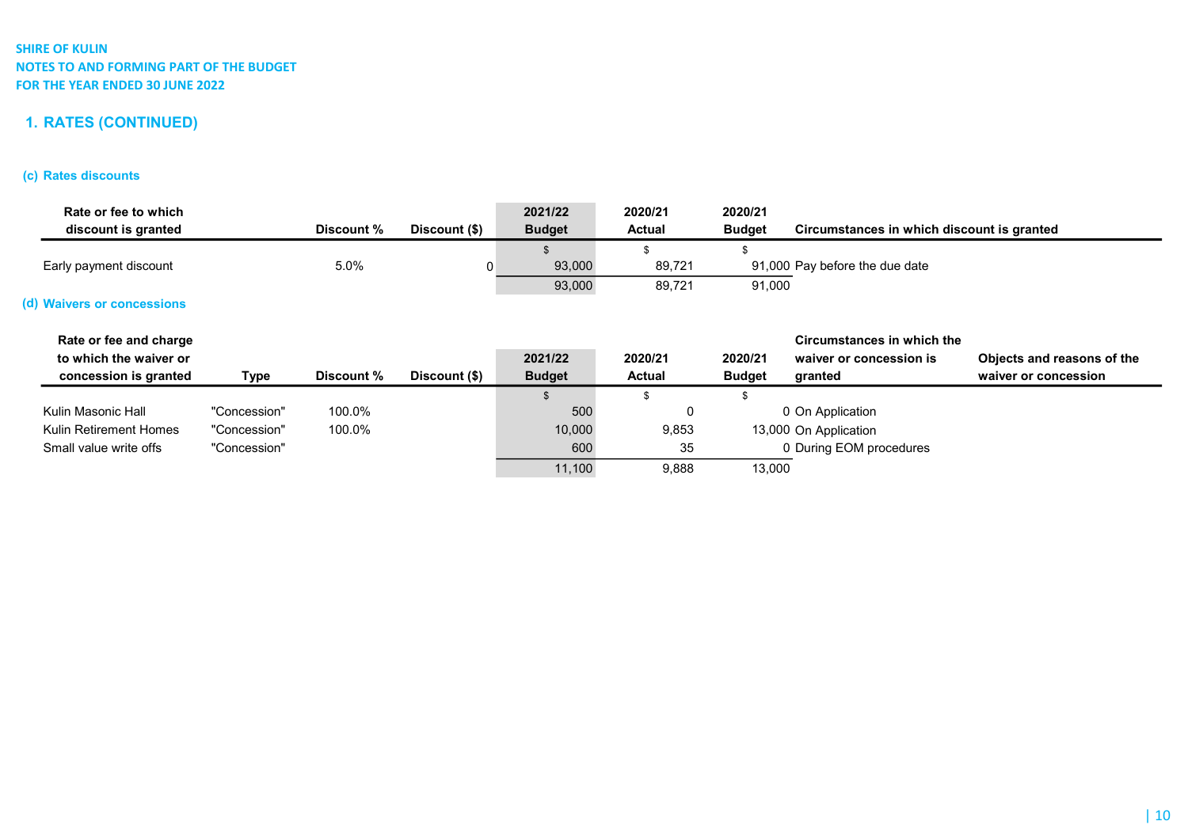SHIRE OF KULIN
NOTES TO AND FORMING PART OF THE BUDGET
FOR THE YEAR ENDED 30 JUNE 2022

## 1. RATES (CONTINUED)

### (c) Rates discounts

| Rate or fee to which discount is granted | Discount % | Discount ($) | 2021/22 Budget | 2020/21 Actual | 2020/21 Budget | Circumstances in which discount is granted |
|---|---|---|---|---|---|---|
| | | | $ | $ | $ | |
| Early payment discount | 5.0% | 0 | 93,000 | 89,721 | 91,000 | Pay before the due date |
| | | | 93,000 | 89,721 | 91,000 | |

### (d) Waivers or concessions

| Rate or fee and charge to which the waiver or concession is granted | Type | Discount % | Discount ($) | 2021/22 Budget | 2020/21 Actual | 2020/21 Budget | Circumstances in which the waiver or concession is granted | Objects and reasons of the waiver or concession |
|---|---|---|---|---|---|---|---|---|
| | | | | $ | $ | $ | | |
| Kulin Masonic Hall | "Concession" | 100.0% | | 500 | 0 | 0 | On Application | |
| Kulin Retirement Homes | "Concession" | 100.0% | | 10,000 | 9,853 | 13,000 | On Application | |
| Small value write offs | "Concession" | | | 600 | 35 | 0 | During EOM procedures | |
| | | | | 11,100 | 9,888 | 13,000 | | |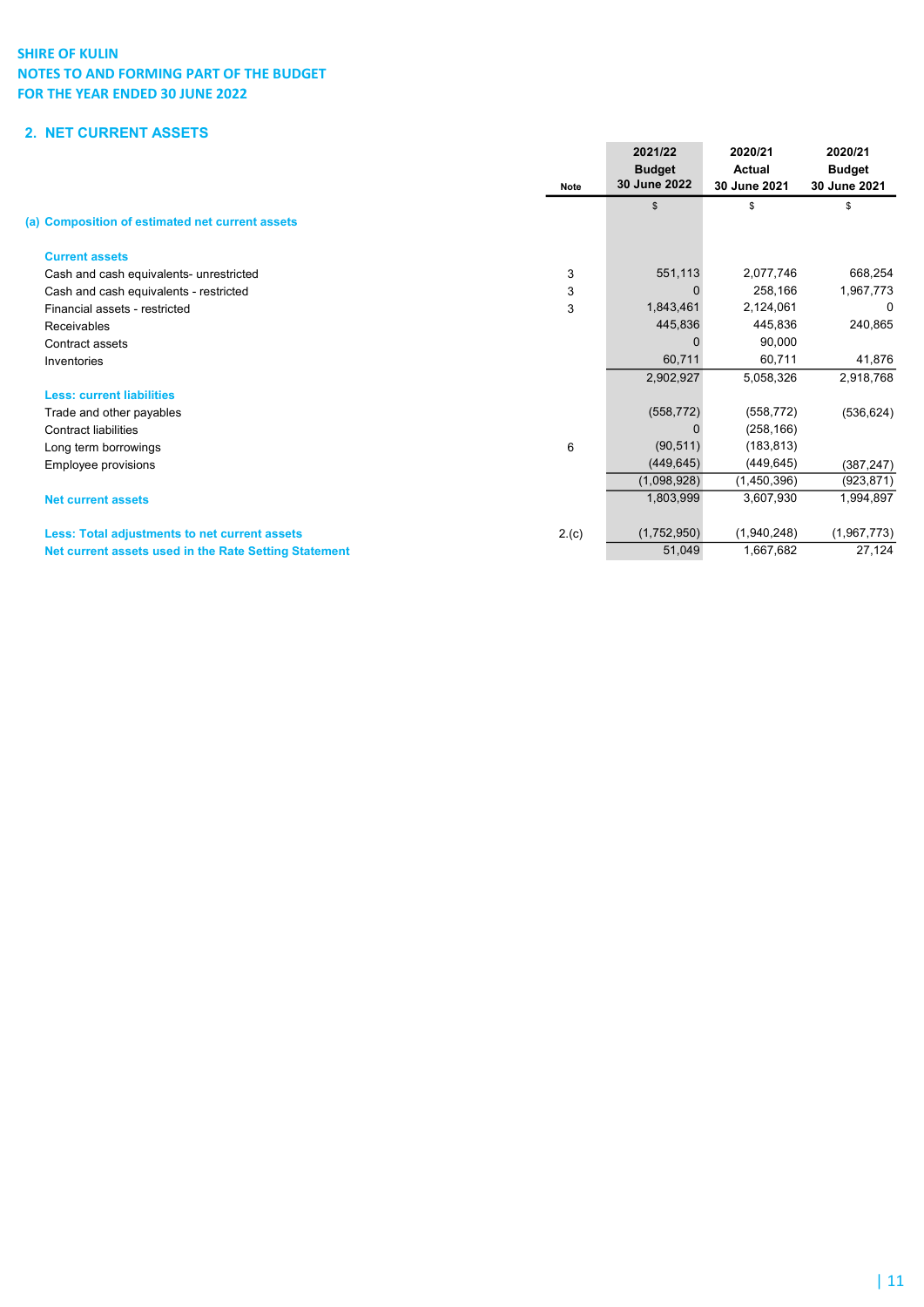SHIRE OF KULIN
NOTES TO AND FORMING PART OF THE BUDGET
FOR THE YEAR ENDED 30 JUNE 2022

## 2. NET CURRENT ASSETS

| | Note | 2021/22 Budget 30 June 2022 | 2020/21 Actual 30 June 2021 | 2020/21 Budget 30 June 2021 |
|---|---|---|---|---|
| | | $ | $ | $ |
| **(a) Composition of estimated net current assets** | | | | |
| **Current assets** | | | | |
| Cash and cash equivalents- unrestricted | 3 | 551,113 | 2,077,746 | 668,254 |
| Cash and cash equivalents - restricted | 3 | 0 | 258,166 | 1,967,773 |
| Financial assets - restricted | 3 | 1,843,461 | 2,124,061 | 0 |
| Receivables | | 445,836 | 445,836 | 240,865 |
| Contract assets | | 0 | 90,000 | |
| Inventories | | 60,711 | 60,711 | 41,876 |
| | | 2,902,927 | 5,058,326 | 2,918,768 |
| **Less: current liabilities** | | | | |
| Trade and other payables | | (558,772) | (558,772) | (536,624) |
| Contract liabilities | | 0 | (258,166) | |
| Long term borrowings | 6 | (90,511) | (183,813) | |
| Employee provisions | | (449,645) | (449,645) | (387,247) |
| | | (1,098,928) | (1,450,396) | (923,871) |
| **Net current assets** | | 1,803,999 | 3,607,930 | 1,994,897 |
| | | | | |
| **Less: Total adjustments to net current assets** | 2.(c) | (1,752,950) | (1,940,248) | (1,967,773) |
| **Net current assets used in the Rate Setting Statement** | | 51,049 | 1,667,682 | 27,124 |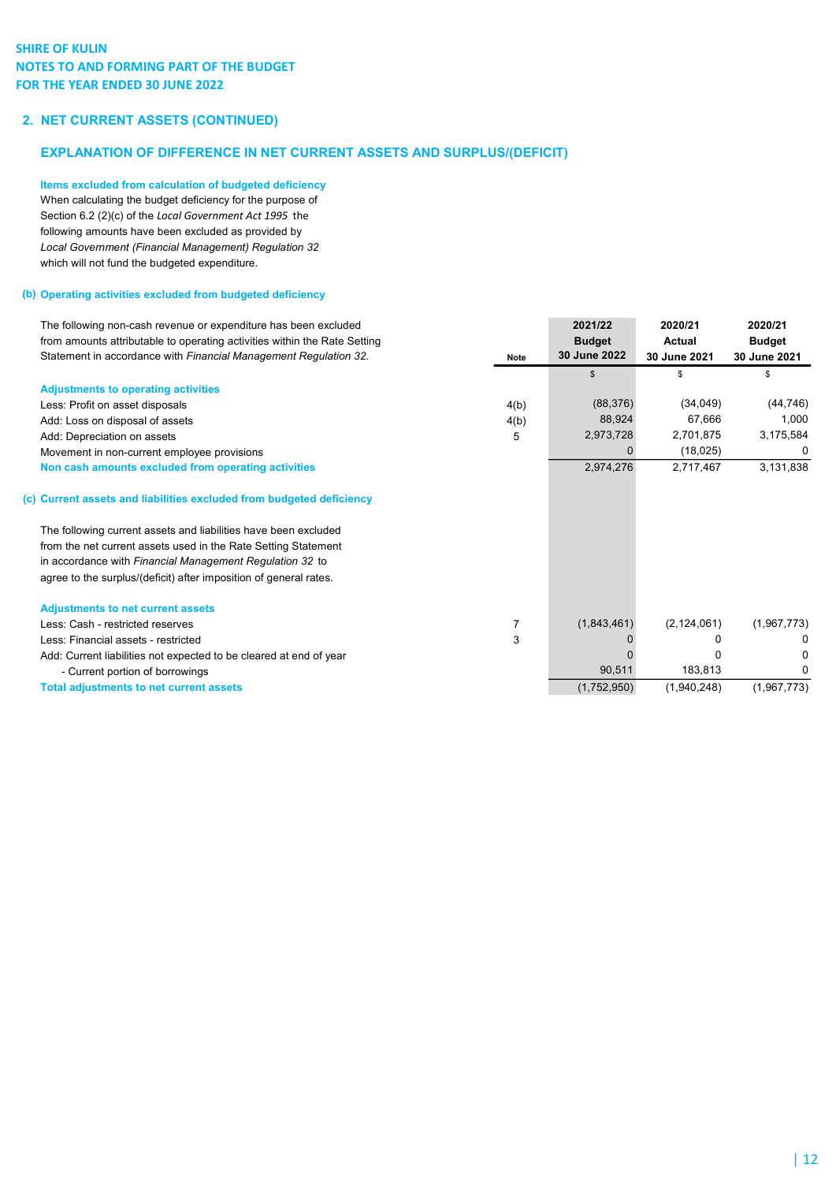SHIRE OF KULIN
NOTES TO AND FORMING PART OF THE BUDGET
FOR THE YEAR ENDED 30 JUNE 2022

## 2. NET CURRENT ASSETS (CONTINUED)

### EXPLANATION OF DIFFERENCE IN NET CURRENT ASSETS AND SURPLUS/(DEFICIT)

**Items excluded from calculation of budgeted deficiency**

When calculating the budget deficiency for the purpose of Section 6.2 (2)(c) of the *Local Government Act 1995* the following amounts have been excluded as provided by *Local Government (Financial Management) Regulation 32* which will not fund the budgeted expenditure.

**(b) Operating activities excluded from budgeted deficiency**

The following non-cash revenue or expenditure has been excluded from amounts attributable to operating activities within the Rate Setting Statement in accordance with *Financial Management Regulation 32.*

| | Note | 2021/22 Budget 30 June 2022 | 2020/21 Actual 30 June 2021 | 2020/21 Budget 30 June 2021 |
|---|---|---|---|---|
| | | $ | $ | $ |
| **Adjustments to operating activities** | | | | |
| Less: Profit on asset disposals | 4(b) | (88,376) | (34,049) | (44,746) |
| Add: Loss on disposal of assets | 4(b) | 88,924 | 67,666 | 1,000 |
| Add: Depreciation on assets | 5 | 2,973,728 | 2,701,875 | 3,175,584 |
| Movement in non-current employee provisions | | 0 | (18,025) | 0 |
| **Non cash amounts excluded from operating activities** | | 2,974,276 | 2,717,467 | 3,131,838 |

**(c) Current assets and liabilities excluded from budgeted deficiency**

The following current assets and liabilities have been excluded from the net current assets used in the Rate Setting Statement in accordance with *Financial Management Regulation 32* to agree to the surplus/(deficit) after imposition of general rates.

| | Note | 2021/22 Budget 30 June 2022 | 2020/21 Actual 30 June 2021 | 2020/21 Budget 30 June 2021 |
|---|---|---|---|---|
| **Adjustments to net current assets** | | | | |
| Less: Cash - restricted reserves | 7 | (1,843,461) | (2,124,061) | (1,967,773) |
| Less: Financial assets - restricted | 3 | 0 | 0 | 0 |
| Add: Current liabilities not expected to be cleared at end of year | | 0 | 0 | 0 |
| - Current portion of borrowings | | 90,511 | 183,813 | 0 |
| **Total adjustments to net current assets** | | (1,752,950) | (1,940,248) | (1,967,773) |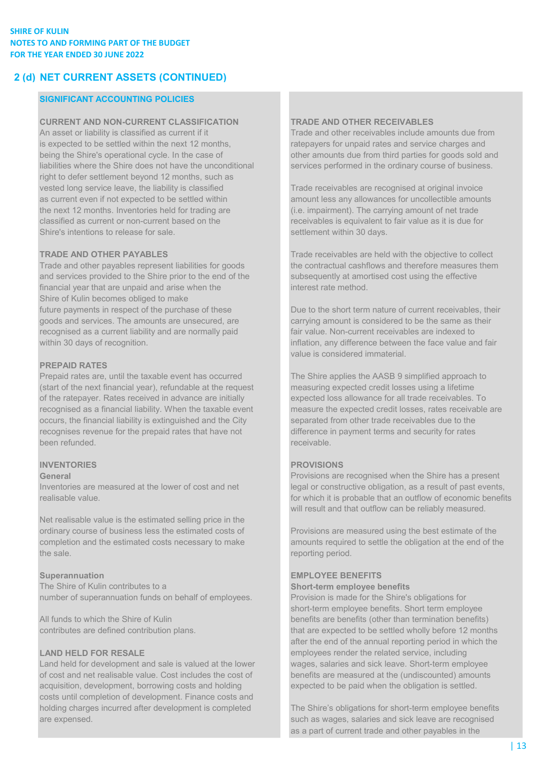## 2 (d) NET CURRENT ASSETS (CONTINUED)

### SIGNIFICANT ACCOUNTING POLICIES

**CURRENT AND NON-CURRENT CLASSIFICATION**

An asset or liability is classified as current if it is expected to be settled within the next 12 months, being the Shire's operational cycle. In the case of liabilities where the Shire does not have the unconditional right to defer settlement beyond 12 months, such as vested long service leave, the liability is classified as current even if not expected to be settled within the next 12 months. Inventories held for trading are classified as current or non-current based on the Shire's intentions to release for sale.

**TRADE AND OTHER PAYABLES**

Trade and other payables represent liabilities for goods and services provided to the Shire prior to the end of the financial year that are unpaid and arise when the Shire of Kulin becomes obliged to make future payments in respect of the purchase of these goods and services. The amounts are unsecured, are recognised as a current liability and are normally paid within 30 days of recognition.

**PREPAID RATES**

Prepaid rates are, until the taxable event has occurred (start of the next financial year), refundable at the request of the ratepayer. Rates received in advance are initially recognised as a financial liability. When the taxable event occurs, the financial liability is extinguished and the City recognises revenue for the prepaid rates that have not been refunded.

**INVENTORIES**

**General**

Inventories are measured at the lower of cost and net realisable value.

Net realisable value is the estimated selling price in the ordinary course of business less the estimated costs of completion and the estimated costs necessary to make the sale.

**Superannuation**

The Shire of Kulin contributes to a number of superannuation funds on behalf of employees.

All funds to which the Shire of Kulin contributes are defined contribution plans.

**LAND HELD FOR RESALE**

Land held for development and sale is valued at the lower of cost and net realisable value. Cost includes the cost of acquisition, development, borrowing costs and holding costs until completion of development. Finance costs and holding charges incurred after development is completed are expensed.

**TRADE AND OTHER RECEIVABLES**

Trade and other receivables include amounts due from ratepayers for unpaid rates and service charges and other amounts due from third parties for goods sold and services performed in the ordinary course of business.

Trade receivables are recognised at original invoice amount less any allowances for uncollectible amounts (i.e. impairment). The carrying amount of net trade receivables is equivalent to fair value as it is due for settlement within 30 days.

Trade receivables are held with the objective to collect the contractual cashflows and therefore measures them subsequently at amortised cost using the effective interest rate method.

Due to the short term nature of current receivables, their carrying amount is considered to be the same as their fair value. Non-current receivables are indexed to inflation, any difference between the face value and fair value is considered immaterial.

The Shire applies the AASB 9 simplified approach to measuring expected credit losses using a lifetime expected loss allowance for all trade receivables. To measure the expected credit losses, rates receivable are separated from other trade receivables due to the difference in payment terms and security for rates receivable.

**PROVISIONS**

Provisions are recognised when the Shire has a present legal or constructive obligation, as a result of past events, for which it is probable that an outflow of economic benefits will result and that outflow can be reliably measured.

Provisions are measured using the best estimate of the amounts required to settle the obligation at the end of the reporting period.

**EMPLOYEE BENEFITS**

**Short-term employee benefits**

Provision is made for the Shire's obligations for short-term employee benefits. Short term employee benefits are benefits (other than termination benefits) that are expected to be settled wholly before 12 months after the end of the annual reporting period in which the employees render the related service, including wages, salaries and sick leave. Short-term employee benefits are measured at the (undiscounted) amounts expected to be paid when the obligation is settled.

The Shire's obligations for short-term employee benefits such as wages, salaries and sick leave are recognised as a part of current trade and other payables in the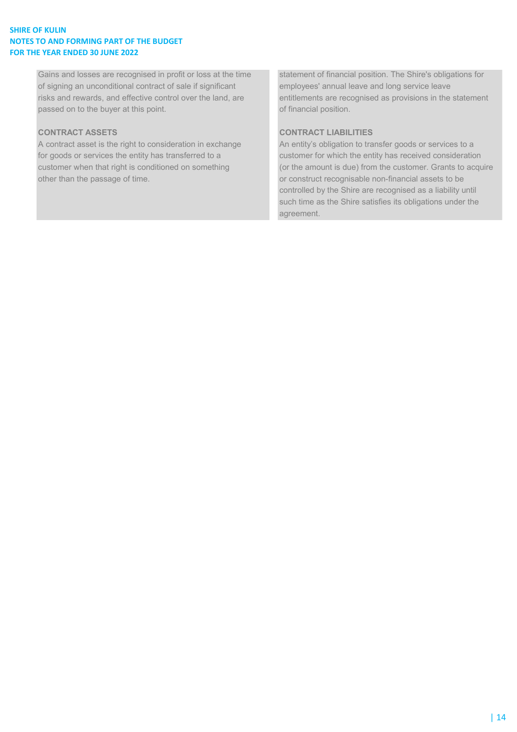Gains and losses are recognised in profit or loss at the time of signing an unconditional contract of sale if significant risks and rewards, and effective control over the land, are passed on to the buyer at this point.

**CONTRACT ASSETS**

A contract asset is the right to consideration in exchange for goods or services the entity has transferred to a customer when that right is conditioned on something other than the passage of time.

statement of financial position. The Shire's obligations for employees' annual leave and long service leave entitlements are recognised as provisions in the statement of financial position.

**CONTRACT LIABILITIES**

An entity's obligation to transfer goods or services to a customer for which the entity has received consideration (or the amount is due) from the customer. Grants to acquire or construct recognisable non-financial assets to be controlled by the Shire are recognised as a liability until such time as the Shire satisfies its obligations under the agreement.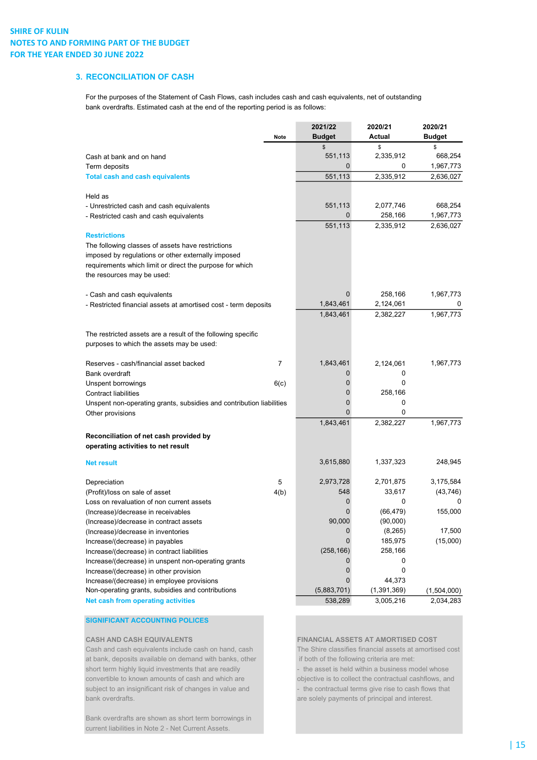SHIRE OF KULIN
NOTES TO AND FORMING PART OF THE BUDGET
FOR THE YEAR ENDED 30 JUNE 2022

## 3. RECONCILIATION OF CASH

For the purposes of the Statement of Cash Flows, cash includes cash and cash equivalents, net of outstanding bank overdrafts. Estimated cash at the end of the reporting period is as follows:

| | Note | 2021/22 Budget | 2020/21 Actual | 2020/21 Budget |
|---|---|---|---|---|
| | | $ | $ | $ |
| Cash at bank and on hand | | 551,113 | 2,335,912 | 668,254 |
| Term deposits | | 0 | 0 | 1,967,773 |
| **Total cash and cash equivalents** | | 551,113 | 2,335,912 | 2,636,027 |
| | | | | |
| Held as | | | | |
| - Unrestricted cash and cash equivalents | | 551,113 | 2,077,746 | 668,254 |
| - Restricted cash and cash equivalents | | 0 | 258,166 | 1,967,773 |
| | | 551,113 | 2,335,912 | 2,636,027 |
| **Restrictions** | | | | |
| The following classes of assets have restrictions imposed by regulations or other externally imposed requirements which limit or direct the purpose for which the resources may be used: | | | | |
| - Cash and cash equivalents | | 0 | 258,166 | 1,967,773 |
| - Restricted financial assets at amortised cost - term deposits | | 1,843,461 | 2,124,061 | 0 |
| | | 1,843,461 | 2,382,227 | 1,967,773 |
| | | | | |
| The restricted assets are a result of the following specific purposes to which the assets may be used: | | | | |
| Reserves - cash/financial asset backed | 7 | 1,843,461 | 2,124,061 | 1,967,773 |
| Bank overdraft | | 0 | 0 | |
| Unspent borrowings | 6(c) | 0 | 0 | |
| Contract liabilities | | 0 | 258,166 | |
| Unspent non-operating grants, subsidies and contribution liabilities | | 0 | 0 | |
| Other provisions | | 0 | 0 | |
| | | 1,843,461 | 2,382,227 | 1,967,773 |
| | | | | |
| **Reconciliation of net cash provided by operating activities to net result** | | | | |
| | | | | |
| **Net result** | | 3,615,880 | 1,337,323 | 248,945 |
| | | | | |
| Depreciation | 5 | 2,973,728 | 2,701,875 | 3,175,584 |
| (Profit)/loss on sale of asset | 4(b) | 548 | 33,617 | (43,746) |
| Loss on revaluation of non current assets | | 0 | 0 | 0 |
| (Increase)/decrease in receivables | | 0 | (66,479) | 155,000 |
| (Increase)/decrease in contract assets | | 90,000 | (90,000) | |
| (Increase)/decrease in inventories | | 0 | (8,265) | 17,500 |
| Increase/(decrease) in payables | | 0 | 185,975 | (15,000) |
| Increase/(decrease) in contract liabilities | | (258,166) | 258,166 | |
| Increase/(decrease) in unspent non-operating grants | | 0 | 0 | |
| Increase/(decrease) in other provision | | 0 | 0 | |
| Increase/(decrease) in employee provisions | | 0 | 44,373 | |
| Non-operating grants, subsidies and contributions | | (5,883,701) | (1,391,369) | (1,504,000) |
| **Net cash from operating activities** | | 538,289 | 3,005,216 | 2,034,283 |

### SIGNIFICANT ACCOUNTING POLICES

**CASH AND CASH EQUIVALENTS**

Cash and cash equivalents include cash on hand, cash at bank, deposits available on demand with banks, other short term highly liquid investments that are readily convertible to known amounts of cash and which are subject to an insignificant risk of changes in value and bank overdrafts.

Bank overdrafts are shown as short term borrowings in current liabilities in Note 2 - Net Current Assets.

**FINANCIAL ASSETS AT AMORTISED COST**

The Shire classifies financial assets at amortised cost if both of the following criteria are met:

- the asset is held within a business model whose objective is to collect the contractual cashflows, and
- the contractual terms give rise to cash flows that are solely payments of principal and interest.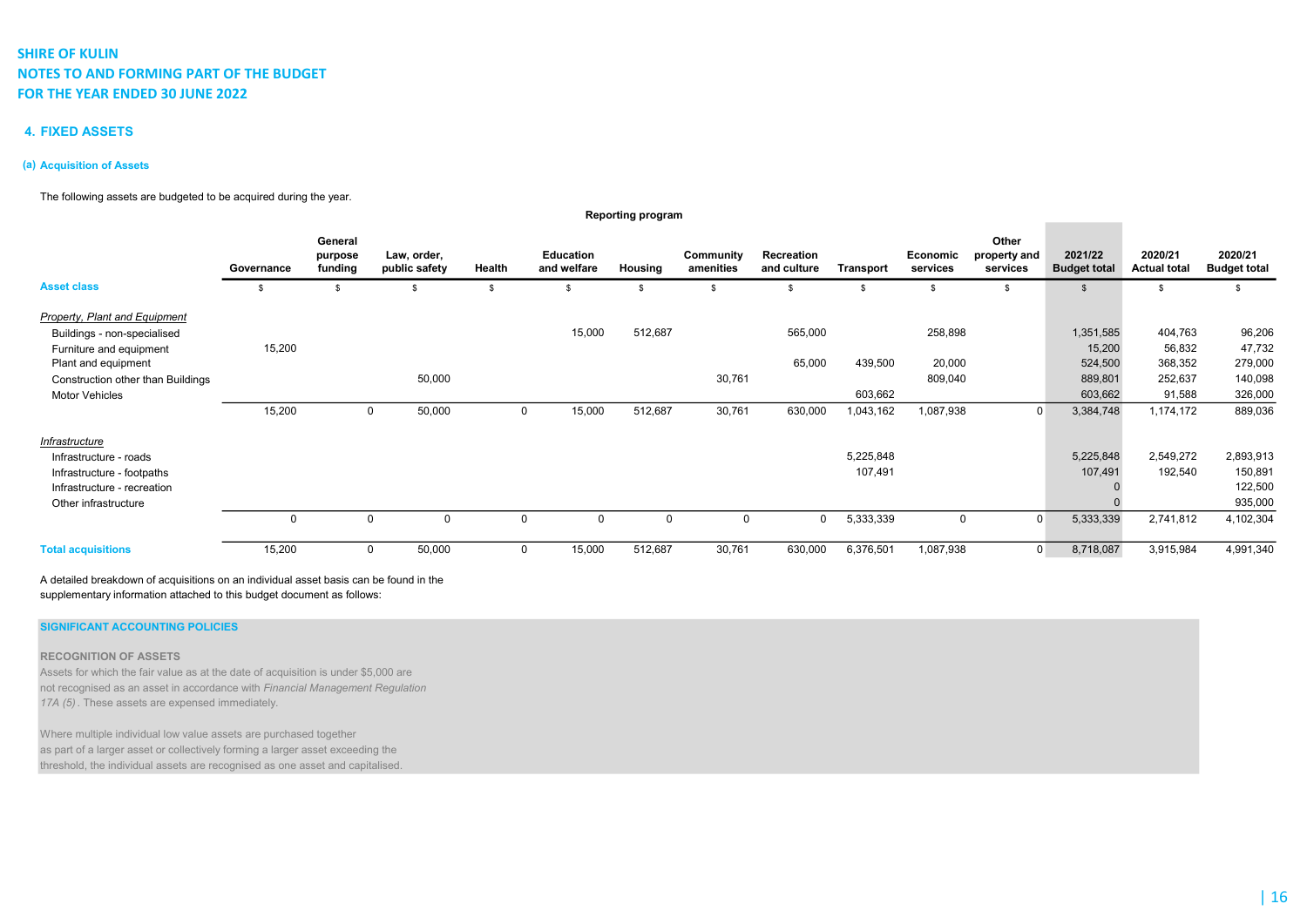SHIRE OF KULIN
NOTES TO AND FORMING PART OF THE BUDGET
FOR THE YEAR ENDED 30 JUNE 2022

## 4. FIXED ASSETS

### (a) Acquisition of Assets

The following assets are budgeted to be acquired during the year.

| | Reporting program | | | | | | | | | | | | | |
|---|---|---|---|---|---|---|---|---|---|---|---|---|---|---|
| | Governance | General purpose funding | Law, order, public safety | Health | Education and welfare | Housing | Community amenities | Recreation and culture | Transport | Economic services | Other property and services | 2021/22 Budget total | 2020/21 Actual total | 2020/21 Budget total |
| **Asset class** | $ | $ | $ | $ | $ | $ | $ | $ | $ | $ | $ | $ | $ | $ |
| *Property, Plant and Equipment* | | | | | | | | | | | | | | |
| Buildings - non-specialised | | | | | 15,000 | 512,687 | | 565,000 | | 258,898 | | 1,351,585 | 404,763 | 96,206 |
| Furniture and equipment | 15,200 | | | | | | | | | | | 15,200 | 56,832 | 47,732 |
| Plant and equipment | | | | | | | | 65,000 | 439,500 | 20,000 | | 524,500 | 368,352 | 279,000 |
| Construction other than Buildings | | | 50,000 | | | | 30,761 | | | 809,040 | | 889,801 | 252,637 | 140,098 |
| Motor Vehicles | | | | | | | | | 603,662 | | | 603,662 | 91,588 | 326,000 |
| | 15,200 | 0 | 50,000 | 0 | 15,000 | 512,687 | 30,761 | 630,000 | 1,043,162 | 1,087,938 | 0 | 3,384,748 | 1,174,172 | 889,036 |
| *Infrastructure* | | | | | | | | | | | | | | |
| Infrastructure - roads | | | | | | | | | 5,225,848 | | | 5,225,848 | 2,549,272 | 2,893,913 |
| Infrastructure - footpaths | | | | | | | | | 107,491 | | | 107,491 | 192,540 | 150,891 |
| Infrastructure - recreation | | | | | | | | | | | | 0 | | 122,500 |
| Other infrastructure | | | | | | | | | | | | 0 | | 935,000 |
| | 0 | 0 | 0 | 0 | 0 | 0 | 0 | 0 | 5,333,339 | 0 | 0 | 5,333,339 | 2,741,812 | 4,102,304 |
| **Total acquisitions** | 15,200 | 0 | 50,000 | 0 | 15,000 | 512,687 | 30,761 | 630,000 | 6,376,501 | 1,087,938 | 0 | 8,718,087 | 3,915,984 | 4,991,340 |

A detailed breakdown of acquisitions on an individual asset basis can be found in the supplementary information attached to this budget document as follows:

**SIGNIFICANT ACCOUNTING POLICIES**

**RECOGNITION OF ASSETS**

Assets for which the fair value as at the date of acquisition is under $5,000 are not recognised as an asset in accordance with *Financial Management Regulation 17A (5)*. These assets are expensed immediately.

Where multiple individual low value assets are purchased together as part of a larger asset or collectively forming a larger asset exceeding the threshold, the individual assets are recognised as one asset and capitalised.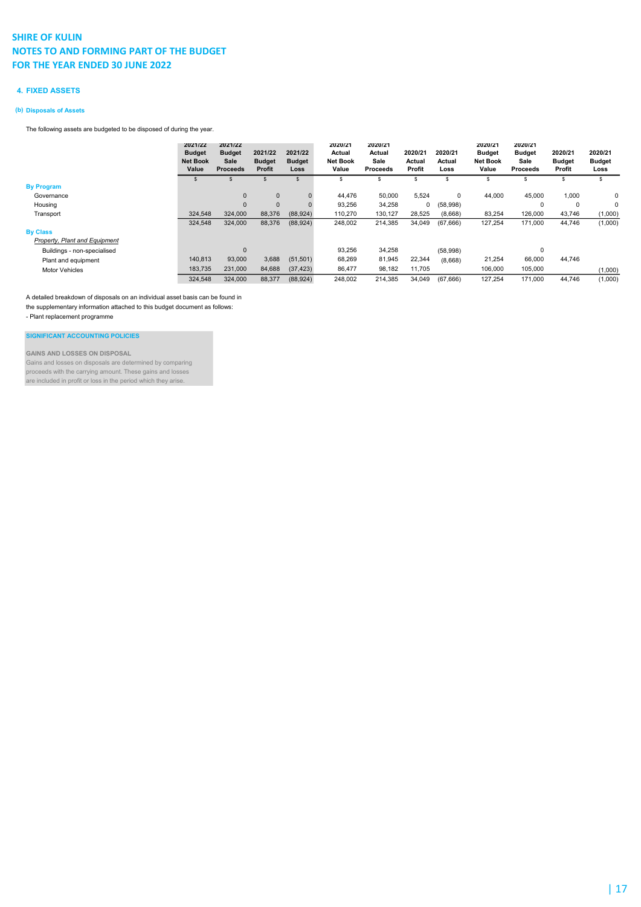# SHIRE OF KULIN
# NOTES TO AND FORMING PART OF THE BUDGET
# FOR THE YEAR ENDED 30 JUNE 2022

## 4. FIXED ASSETS

### (b) Disposals of Assets

The following assets are budgeted to be disposed of during the year.

| | 2021/22 Budget Net Book Value | 2021/22 Budget Sale Proceeds | 2021/22 Budget Profit | 2021/22 Budget Loss | 2020/21 Actual Net Book Value | 2020/21 Actual Sale Proceeds | 2020/21 Actual Profit | 2020/21 Actual Loss | 2020/21 Budget Net Book Value | 2020/21 Budget Sale Proceeds | 2020/21 Budget Profit | 2020/21 Budget Loss |
|---|---|---|---|---|---|---|---|---|---|---|---|---|
| | $ | $ | $ | $ | $ | $ | $ | $ | $ | $ | $ | $ |
| **By Program** | | | | | | | | | | | | |
| Governance | | 0 | 0 | 0 | 44,476 | 50,000 | 5,524 | 0 | 44,000 | 45,000 | 1,000 | 0 |
| Housing | | 0 | 0 | 0 | 93,256 | 34,258 | 0 | (58,998) | | 0 | 0 | 0 |
| Transport | 324,548 | 324,000 | 88,376 | (88,924) | 110,270 | 130,127 | 28,525 | (8,668) | 83,254 | 126,000 | 43,746 | (1,000) |
| | 324,548 | 324,000 | 88,376 | (88,924) | 248,002 | 214,385 | 34,049 | (67,666) | 127,254 | 171,000 | 44,746 | (1,000) |
| **By Class** | | | | | | | | | | | | |
| *Property, Plant and Equipment* | | | | | | | | | | | | |
| Buildings - non-specialised | | 0 | | | 93,256 | 34,258 | | (58,998) | | 0 | | |
| Plant and equipment | 140,813 | 93,000 | 3,688 | (51,501) | 68,269 | 81,945 | 22,344 | (8,668) | 21,254 | 66,000 | 44,746 | |
| Motor Vehicles | 183,735 | 231,000 | 84,688 | (37,423) | 86,477 | 98,182 | 11,705 | | 106,000 | 105,000 | | (1,000) |
| | 324,548 | 324,000 | 88,377 | (88,924) | 248,002 | 214,385 | 34,049 | (67,666) | 127,254 | 171,000 | 44,746 | (1,000) |

A detailed breakdown of disposals on an individual asset basis can be found in the supplementary information attached to this budget document as follows:
- Plant replacement programme

**SIGNIFICANT ACCOUNTING POLICIES**

**GAINS AND LOSSES ON DISPOSAL**
Gains and losses on disposals are determined by comparing proceeds with the carrying amount. These gains and losses are included in profit or loss in the period which they arise.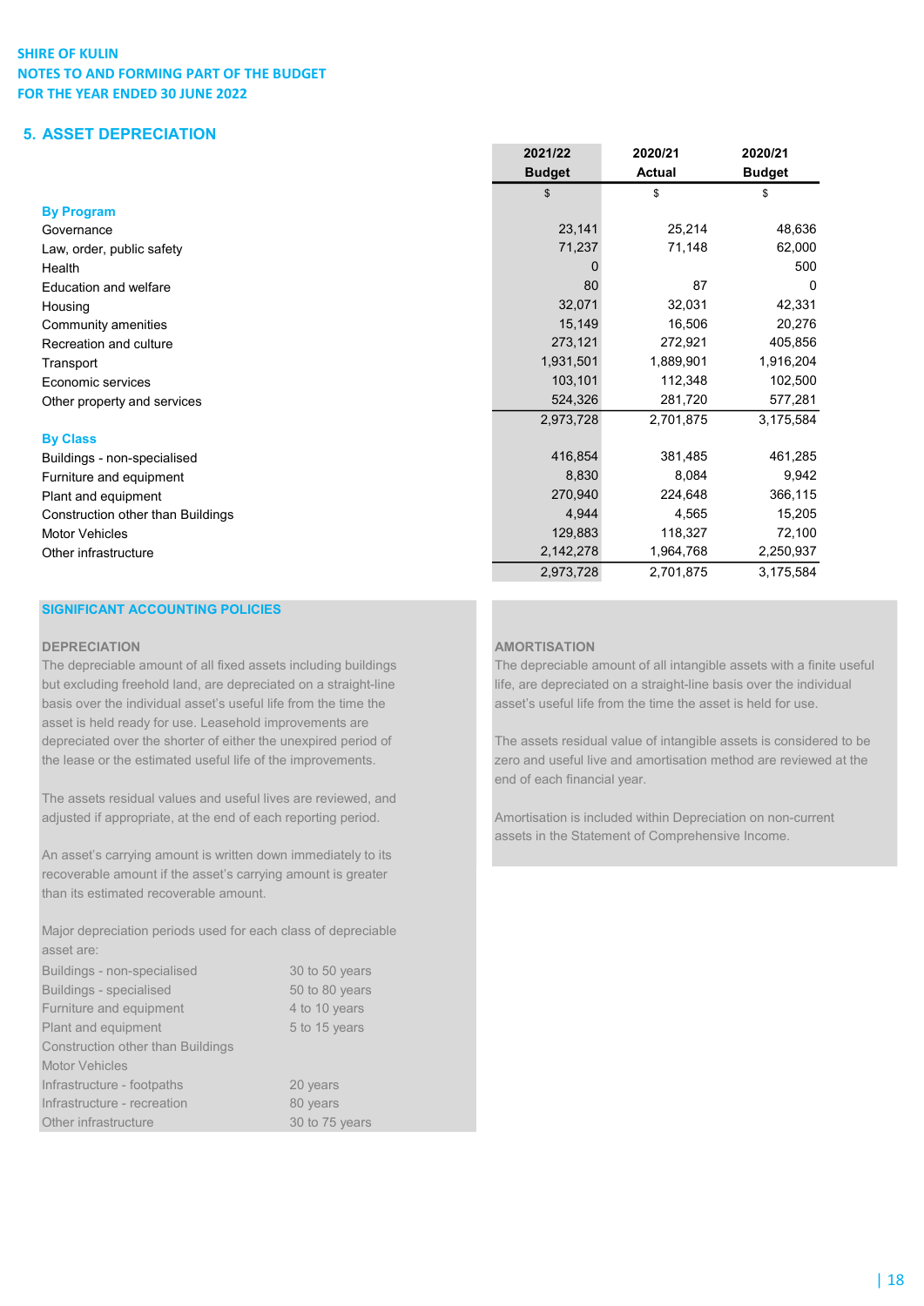SHIRE OF KULIN
NOTES TO AND FORMING PART OF THE BUDGET
FOR THE YEAR ENDED 30 JUNE 2022

## 5. ASSET DEPRECIATION

| | 2021/22 Budget | 2020/21 Actual | 2020/21 Budget |
|---|---|---|---|
| | $ | $ | $ |
| **By Program** | | | |
| Governance | 23,141 | 25,214 | 48,636 |
| Law, order, public safety | 71,237 | 71,148 | 62,000 |
| Health | 0 | | 500 |
| Education and welfare | 80 | 87 | 0 |
| Housing | 32,071 | 32,031 | 42,331 |
| Community amenities | 15,149 | 16,506 | 20,276 |
| Recreation and culture | 273,121 | 272,921 | 405,856 |
| Transport | 1,931,501 | 1,889,901 | 1,916,204 |
| Economic services | 103,101 | 112,348 | 102,500 |
| Other property and services | 524,326 | 281,720 | 577,281 |
| | 2,973,728 | 2,701,875 | 3,175,584 |
| **By Class** | | | |
| Buildings - non-specialised | 416,854 | 381,485 | 461,285 |
| Furniture and equipment | 8,830 | 8,084 | 9,942 |
| Plant and equipment | 270,940 | 224,648 | 366,115 |
| Construction other than Buildings | 4,944 | 4,565 | 15,205 |
| Motor Vehicles | 129,883 | 118,327 | 72,100 |
| Other infrastructure | 2,142,278 | 1,964,768 | 2,250,937 |
| | 2,973,728 | 2,701,875 | 3,175,584 |

### SIGNIFICANT ACCOUNTING POLICIES

**DEPRECIATION**

The depreciable amount of all fixed assets including buildings but excluding freehold land, are depreciated on a straight-line basis over the individual asset's useful life from the time the asset is held ready for use. Leasehold improvements are depreciated over the shorter of either the unexpired period of the lease or the estimated useful life of the improvements.

The assets residual values and useful lives are reviewed, and adjusted if appropriate, at the end of each reporting period.

An asset's carrying amount is written down immediately to its recoverable amount if the asset's carrying amount is greater than its estimated recoverable amount.

Major depreciation periods used for each class of depreciable asset are:

| | |
|---|---|
| Buildings - non-specialised | 30 to 50 years |
| Buildings - specialised | 50 to 80 years |
| Furniture and equipment | 4 to 10 years |
| Plant and equipment | 5 to 15 years |
| Construction other than Buildings | |
| Motor Vehicles | |
| Infrastructure - footpaths | 20 years |
| Infrastructure - recreation | 80 years |
| Other infrastructure | 30 to 75 years |

**AMORTISATION**

The depreciable amount of all intangible assets with a finite useful life, are depreciated on a straight-line basis over the individual asset's useful life from the time the asset is held for use.

The assets residual value of intangible assets is considered to be zero and useful live and amortisation method are reviewed at the end of each financial year.

Amortisation is included within Depreciation on non-current assets in the Statement of Comprehensive Income.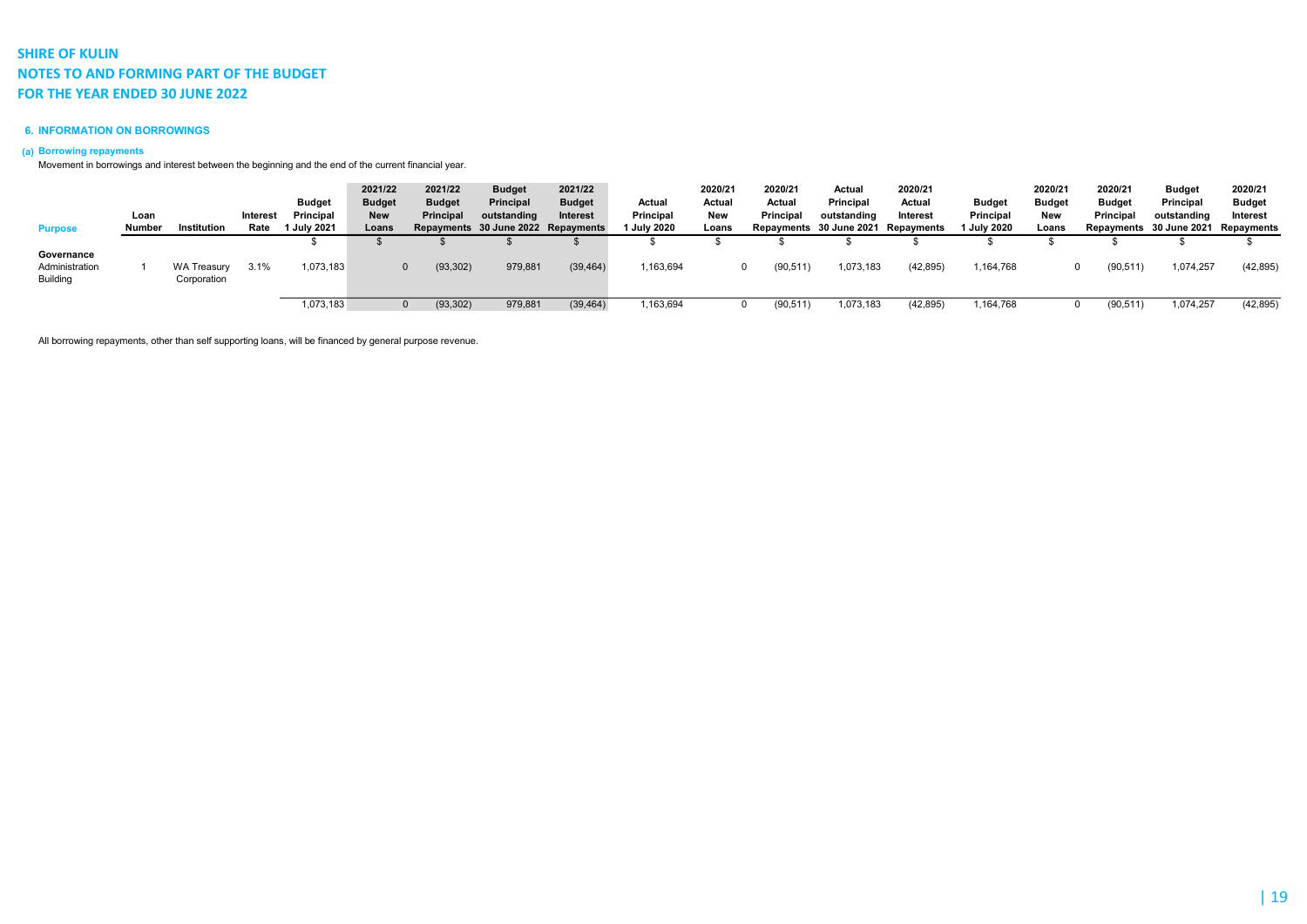# SHIRE OF KULIN
# NOTES TO AND FORMING PART OF THE BUDGET
# FOR THE YEAR ENDED 30 JUNE 2022

### 6. INFORMATION ON BORROWINGS

#### (a) Borrowing repayments

Movement in borrowings and interest between the beginning and the end of the current financial year.

| Purpose | Loan Number | Institution | Interest Rate | Budget Principal 1 July 2021 | 2021/22 Budget New Loans | 2021/22 Budget Principal Repayments | Budget Principal outstanding 30 June 2022 | 2021/22 Budget Interest Repayments | Actual Principal 1 July 2020 | 2020/21 Actual New Loans | 2020/21 Actual Principal Repayments | Actual Principal outstanding 30 June 2021 | 2020/21 Actual Interest Repayments | Budget Principal 1 July 2020 | 2020/21 Budget New Loans | 2020/21 Budget Principal Repayments | Budget Principal outstanding 30 June 2021 | 2020/21 Budget Interest Repayments |
|---|---|---|---|---|---|---|---|---|---|---|---|---|---|---|---|---|---|---|
| | | | | $ | $ | $ | $ | $ | $ | $ | $ | $ | $ | $ | $ | $ | $ | $ |
| **Governance** | | | | | | | | | | | | | | | | | | |
| Administration Building | 1 | WA Treasury Corporation | 3.1% | 1,073,183 | 0 | (93,302) | 979,881 | (39,464) | 1,163,694 | 0 | (90,511) | 1,073,183 | (42,895) | 1,164,768 | 0 | (90,511) | 1,074,257 | (42,895) |
| | | | | 1,073,183 | 0 | (93,302) | 979,881 | (39,464) | 1,163,694 | 0 | (90,511) | 1,073,183 | (42,895) | 1,164,768 | 0 | (90,511) | 1,074,257 | (42,895) |

All borrowing repayments, other than self supporting loans, will be financed by general purpose revenue.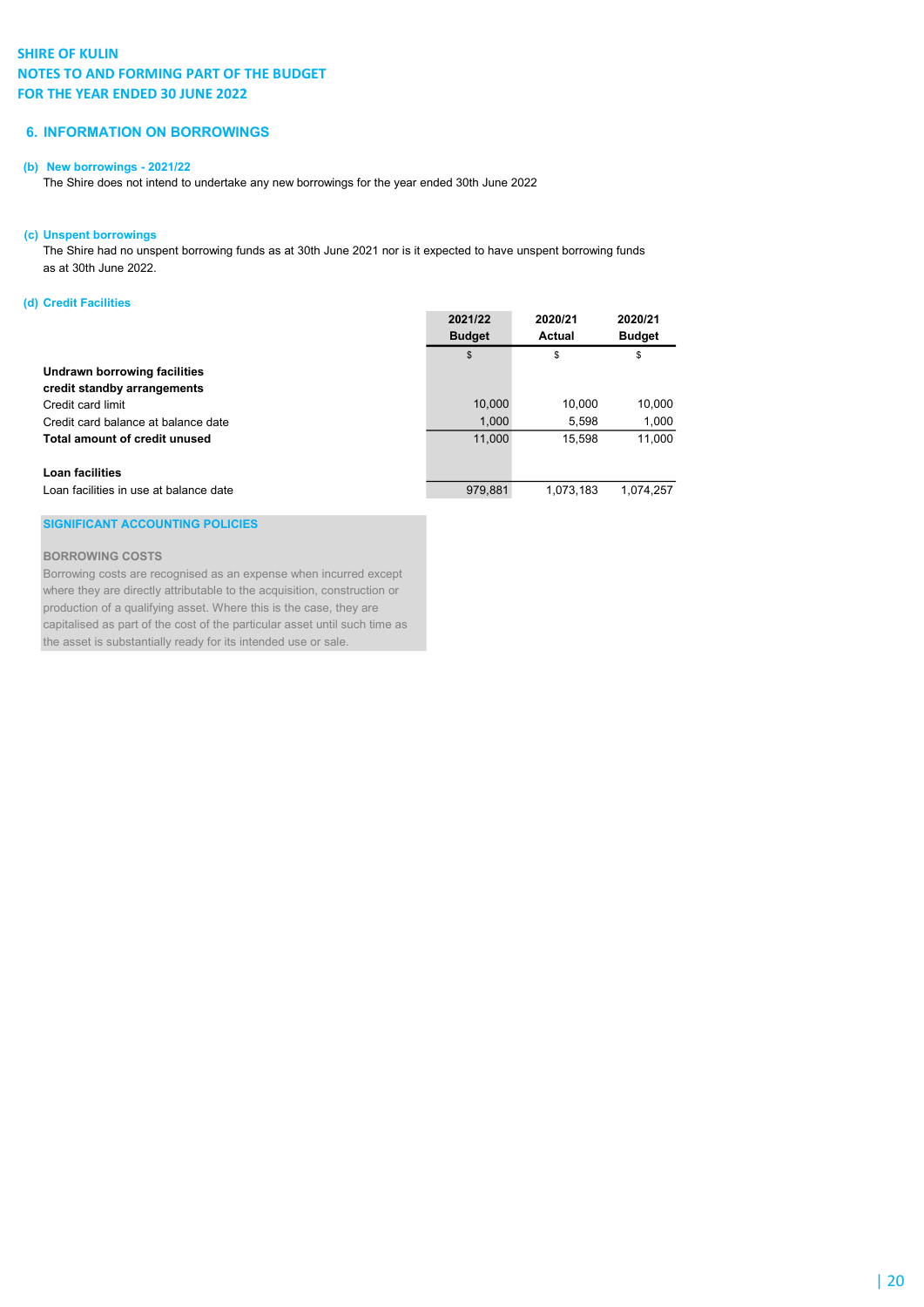SHIRE OF KULIN
NOTES TO AND FORMING PART OF THE BUDGET
FOR THE YEAR ENDED 30 JUNE 2022

## 6. INFORMATION ON BORROWINGS

### (b) New borrowings - 2021/22

The Shire does not intend to undertake any new borrowings for the year ended 30th June 2022

### (c) Unspent borrowings

The Shire had no unspent borrowing funds as at 30th June 2021 nor is it expected to have unspent borrowing funds as at 30th June 2022.

### (d) Credit Facilities

| | 2021/22 Budget | 2020/21 Actual | 2020/21 Budget |
|---|---|---|---|
| | $ | $ | $ |
| **Undrawn borrowing facilities credit standby arrangements** | | | |
| Credit card limit | 10,000 | 10,000 | 10,000 |
| Credit card balance at balance date | 1,000 | 5,598 | 1,000 |
| **Total amount of credit unused** | 11,000 | 15,598 | 11,000 |
| | | | |
| **Loan facilities** | | | |
| Loan facilities in use at balance date | 979,881 | 1,073,183 | 1,074,257 |

**SIGNIFICANT ACCOUNTING POLICIES**

**BORROWING COSTS**

Borrowing costs are recognised as an expense when incurred except where they are directly attributable to the acquisition, construction or production of a qualifying asset. Where this is the case, they are capitalised as part of the cost of the particular asset until such time as the asset is substantially ready for its intended use or sale.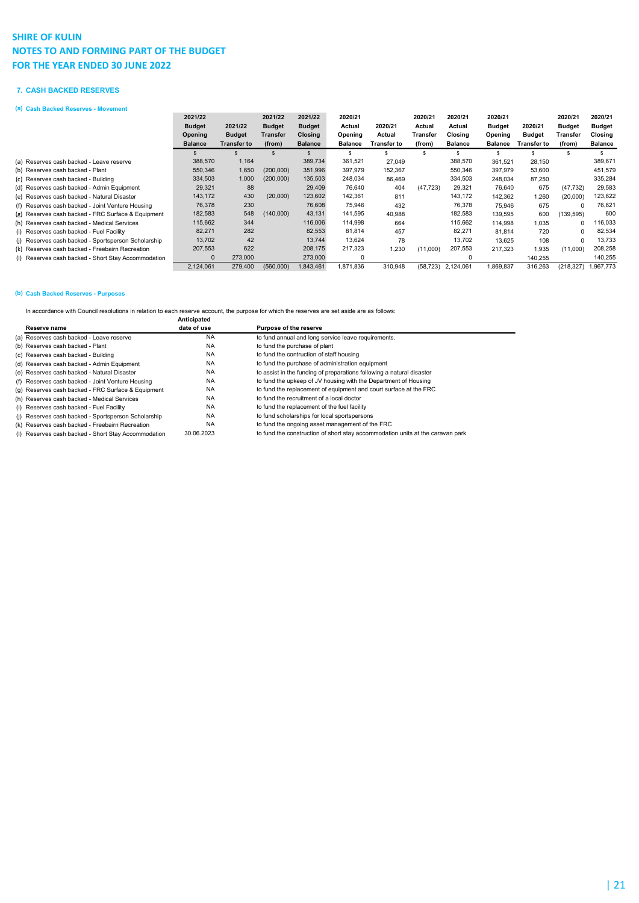# SHIRE OF KULIN
# NOTES TO AND FORMING PART OF THE BUDGET
# FOR THE YEAR ENDED 30 JUNE 2022

### 7. CASH BACKED RESERVES

#### (a) Cash Backed Reserves - Movement

| | 2021/22 Budget Opening Balance | 2021/22 Budget Transfer to | 2021/22 Budget Transfer (from) | 2021/22 Budget Closing Balance | 2020/21 Actual Opening Balance | 2020/21 Actual Transfer to | 2020/21 Actual Transfer (from) | 2020/21 Actual Closing Balance | 2020/21 Budget Opening Balance | 2020/21 Budget Transfer to | 2020/21 Budget Transfer (from) | 2020/21 Budget Closing Balance |
|---|---|---|---|---|---|---|---|---|---|---|---|---|
| | $ | $ | $ | $ | $ | $ | $ | $ | $ | $ | $ | $ |
| (a) Reserves cash backed - Leave reserve | 388,570 | 1,164 | | 389,734 | 361,521 | 27,049 | | 388,570 | 361,521 | 28,150 | | 389,671 |
| (b) Reserves cash backed - Plant | 550,346 | 1,650 | (200,000) | 351,996 | 397,979 | 152,367 | | 550,346 | 397,979 | 53,600 | | 451,579 |
| (c) Reserves cash backed - Building | 334,503 | 1,000 | (200,000) | 135,503 | 248,034 | 86,469 | | 334,503 | 248,034 | 87,250 | | 335,284 |
| (d) Reserves cash backed - Admin Equipment | 29,321 | 88 | | 29,409 | 76,640 | 404 | (47,723) | 29,321 | 76,640 | 675 | (47,732) | 29,583 |
| (e) Reserves cash backed - Natural Disaster | 143,172 | 430 | (20,000) | 123,602 | 142,361 | 811 | | 143,172 | 142,362 | 1,260 | (20,000) | 123,622 |
| (f) Reserves cash backed - Joint Venture Housing | 76,378 | 230 | | 76,608 | 75,946 | 432 | | 76,378 | 75,946 | 675 | 0 | 76,621 |
| (g) Reserves cash backed - FRC Surface & Equipment | 182,583 | 548 | (140,000) | 43,131 | 141,595 | 40,988 | | 182,583 | 139,595 | 600 | (139,595) | 600 |
| (h) Reserves cash backed - Medical Services | 115,662 | 344 | | 116,006 | 114,998 | 664 | | 115,662 | 114,998 | 1,035 | 0 | 116,033 |
| (i) Reserves cash backed - Fuel Facility | 82,271 | 282 | | 82,553 | 81,814 | 457 | | 82,271 | 81,814 | 720 | 0 | 82,534 |
| (j) Reserves cash backed - Sportsperson Scholarship | 13,702 | 42 | | 13,744 | 13,624 | 78 | | 13,702 | 13,625 | 108 | 0 | 13,733 |
| (k) Reserves cash backed - Freebairn Recreation | 207,553 | 622 | | 208,175 | 217,323 | 1,230 | (11,000) | 207,553 | 217,323 | 1,935 | (11,000) | 208,258 |
| (l) Reserves cash backed - Short Stay Accommodation | 0 | 273,000 | | 273,000 | 0 | | | 0 | | 140,255 | | 140,255 |
| | 2,124,061 | 279,400 | (560,000) | 1,843,461 | 1,871,836 | 310,948 | (58,723) | 2,124,061 | 1,869,837 | 316,263 | (218,327) | 1,967,773 |

#### (b) Cash Backed Reserves - Purposes

In accordance with Council resolutions in relation to each reserve account, the purpose for which the reserves are set aside are as follows:

| Reserve name | Anticipated date of use | Purpose of the reserve |
|---|---|---|
| (a) Reserves cash backed - Leave reserve | NA | to fund annual and long service leave requirements. |
| (b) Reserves cash backed - Plant | NA | to fund the purchase of plant |
| (c) Reserves cash backed - Building | NA | to fund the contruction of staff housing |
| (d) Reserves cash backed - Admin Equipment | NA | to fund the purchase of administration equipment |
| (e) Reserves cash backed - Natural Disaster | NA | to assist in the funding of preparations following a natural disaster |
| (f) Reserves cash backed - Joint Venture Housing | NA | to fund the upkeep of JV housing with the Department of Housing |
| (g) Reserves cash backed - FRC Surface & Equipment | NA | to fund the replacement of equipment and court surface at the FRC |
| (h) Reserves cash backed - Medical Services | NA | to fund the recruitment of a local doctor |
| (i) Reserves cash backed - Fuel Facility | NA | to fund the replacement of the fuel facility |
| (j) Reserves cash backed - Sportsperson Scholarship | NA | to fund scholarships for local sportspersons |
| (k) Reserves cash backed - Freebairn Recreation | NA | to fund the ongoing asset management of the FRC |
| (l) Reserves cash backed - Short Stay Accommodation | 30.06.2023 | to fund the construction of short stay accommodation units at the caravan park |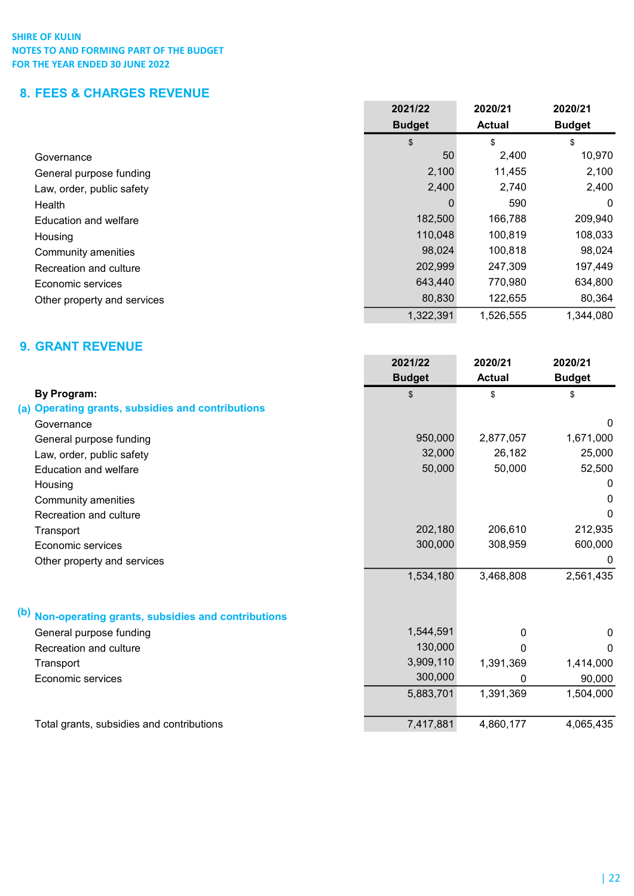SHIRE OF KULIN
NOTES TO AND FORMING PART OF THE BUDGET
FOR THE YEAR ENDED 30 JUNE 2022

## 8. FEES & CHARGES REVENUE

| | 2021/22 Budget | 2020/21 Actual | 2020/21 Budget |
|---|---|---|---|
| | $ | $ | $ |
| Governance | 50 | 2,400 | 10,970 |
| General purpose funding | 2,100 | 11,455 | 2,100 |
| Law, order, public safety | 2,400 | 2,740 | 2,400 |
| Health | 0 | 590 | 0 |
| Education and welfare | 182,500 | 166,788 | 209,940 |
| Housing | 110,048 | 100,819 | 108,033 |
| Community amenities | 98,024 | 100,818 | 98,024 |
| Recreation and culture | 202,999 | 247,309 | 197,449 |
| Economic services | 643,440 | 770,980 | 634,800 |
| Other property and services | 80,830 | 122,655 | 80,364 |
| | 1,322,391 | 1,526,555 | 1,344,080 |

## 9. GRANT REVENUE

| | 2021/22 Budget | 2020/21 Actual | 2020/21 Budget |
|---|---|---|---|
| **By Program:** | $ | $ | $ |
| **(a) Operating grants, subsidies and contributions** | | | |
| Governance | | | 0 |
| General purpose funding | 950,000 | 2,877,057 | 1,671,000 |
| Law, order, public safety | 32,000 | 26,182 | 25,000 |
| Education and welfare | 50,000 | 50,000 | 52,500 |
| Housing | | | 0 |
| Community amenities | | | 0 |
| Recreation and culture | | | 0 |
| Transport | 202,180 | 206,610 | 212,935 |
| Economic services | 300,000 | 308,959 | 600,000 |
| Other property and services | | | 0 |
| | 1,534,180 | 3,468,808 | 2,561,435 |
| **(b) Non-operating grants, subsidies and contributions** | | | |
| General purpose funding | 1,544,591 | 0 | 0 |
| Recreation and culture | 130,000 | 0 | 0 |
| Transport | 3,909,110 | 1,391,369 | 1,414,000 |
| Economic services | 300,000 | 0 | 90,000 |
| | 5,883,701 | 1,391,369 | 1,504,000 |
| Total grants, subsidies and contributions | 7,417,881 | 4,860,177 | 4,065,435 |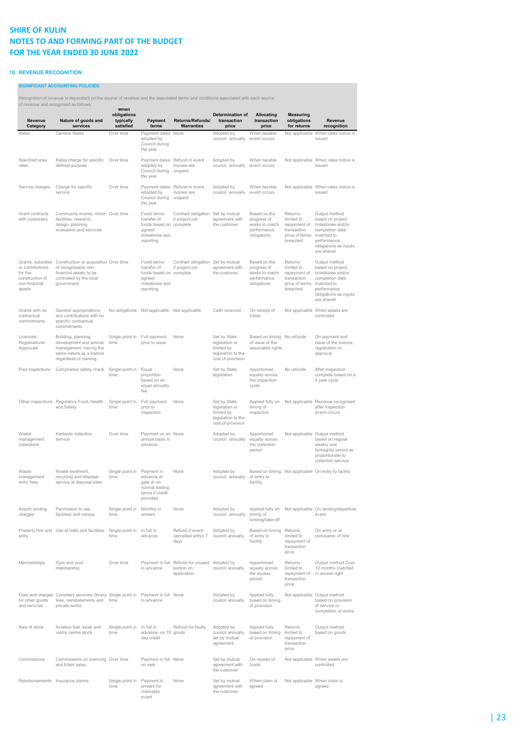# SHIRE OF KULIN
# NOTES TO AND FORMING PART OF THE BUDGET
# FOR THE YEAR ENDED 30 JUNE 2022

### 10. REVENUE RECOGNITION

**SIGNIFICANT ACCOUNTING POLICIES**

Recognition of revenue is dependant on the source of revenue and the associated terms and conditions associated with each source of revenue and recognised as follows:

| Revenue Category | Nature of goods and services | When obligations typically satisfied | Payment terms | Returns/Refunds/ Warranties | Determination of transaction price | Allocating transaction price | Measuring obligations for returns | Revenue recognition |
|---|---|---|---|---|---|---|---|---|
| Rates | General Rates | Over time | Payment dates adopted by Council during the year | None | Adopted by council annually | When taxable event occurs | Not applicable | When rates notice is issued |
| Specified area rates | Rates charge for specific defined purpose | Over time | Payment dates adopted by Council during the year | Refund in event monies are unspent | Adopted by council annually | When taxable event occurs | Not applicable | When rates notice is issued |
| Service charges | Charge for specific service | Over time | Payment dates adopted by Council during the year | Refund in event monies are unspent | Adopted by council annually | When taxable event occurs | Not applicable | When rates notice is issued |
| Grant contracts with customers | Community events, minor facilities, research, design, planning evaluation and services | Over time | Fixed terms transfer of funds based on agreed milestones and reporting | Contract obligation if project not complete | Set by mutual agreement with the customer | Based on the progress of works to match performance obligations | Returns limited to repayment of transaction price of terms breached | Output method based on project milestones and/or completion date matched to performance obligations as inputs are shared |
| Grants, subsidies or contributions for the construction of non-financial assets | Construction or acquisition of recognisable non-financial assets to be controlled by the local government | Over time | Fixed terms transfer of funds based on agreed milestones and reporting | Contract obligation if project not complete | Set by mutual agreement with the customer | Based on the progress of works to match performance obligations | Returns limited to repayment of transaction price of terms breached | Output method based on project milestones and/or completion date matched to performance obligations as inputs are shared |
| Grants with no contractual commitments | General appropriations and contributions with no specific contractual commitments | No obligations | Not applicable | Not applicable | Cash received | On receipt of funds | Not applicable | When assets are controlled |
| Licences/ Registrations/ Approvals | Building, planning, development and animal management, having the same nature as a licence regardless of naming. | Single point in time | Full payment prior to issue | None | Set by State legislation or limited by legislation to the cost of provision | Based on timing of issue of the associated rights | No refunds | On payment and issue of the licence, registration or approval |
| Pool inspections | Compliance safety check | Single point in time | Equal proportion based on an equal annually fee | None | Set by State legislation | Apportioned equally across the inspection cycle | No refunds | After inspection complete based on a 4 year cycle |
| Other inspections | Regulatory Food, Health and Safety | Single point in time | Full payment prior to inspection | None | Set by State legislation or limited by legislation to the cost of provision | Applied fully on timing of inspection | Not applicable | Revenue recognised after inspection event occurs |
| Waste management collections | Kerbside collection service | Over time | Payment on an annual basis in advance | None | Adopted by council annually | Apportioned equally across the collection period | Not applicable | Output method based on regular weekly and fortnightly period as proportionate to collection service |
| Waste management entry fees | Waste treatment, recycling and disposal service at disposal sites | Single point in time | Payment in advance at gate or on normal trading terms if credit provided | None | Adopted by council annually | Based on timing of entry to facility | Not applicable | On entry to facility |
| Airport landing charges | Permission to use facilities and runway | Single point in time | Monthly in arrears | None | Adopted by council annually | Applied fully on timing of landing/take-off | Not applicable | On landing/departure event |
| Property hire and entry | Use of halls and facilities | Single point in time | In full in advance | Refund if event cancelled within 7 days | Adopted by council annually | Based on timing of entry to facility | Returns limited to repayment of transaction price | On entry or at conclusion of hire |
| Memberships | Gym and pool membership | Over time | Payment in full in advance | Refund for unused portion on application | Adopted by council annually | Apportioned equally across the access period | Returns limited to repayment of transaction price | Output method Over 12 months matched to access right |
| Fees and charges for other goods and services | Cemetery services, library fees, reinstatements and private works | Single point in time | Payment in full in advance | None | Adopted by council annually | Applied fully based on timing of provision | Not applicable | Output method based on provision of service or completion of works |
| Sale of stock | Aviation fuel, kiosk and visitor centre stock | Single point in time | In full in advance, on 15 day credit | Refund for faulty goods | Adopted by council annually, set by mutual agreement | Applied fully based on timing of provision | Returns limited to repayment of transaction price | Output method based on goods |
| Commissions | Commissions on licencing and ticket sales | Over time | Payment in full on sale | None | Set by mutual agreement with the customer | On receipt of funds | Not applicable | When assets are controlled |
| Reimbursements | Insurance claims | Single point in time | Payment in arrears for claimable event | None | Set by mutual agreement with the customer | When claim is agreed | Not applicable | When claim is agreed |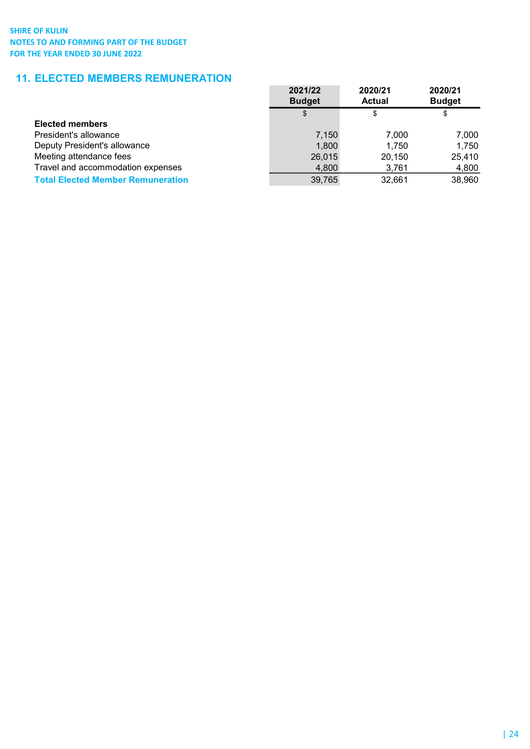## 11. ELECTED MEMBERS REMUNERATION

| | 2021/22 Budget | 2020/21 Actual | 2020/21 Budget |
|---|---|---|---|
| | $ | $ | $ |
| **Elected members** | | | |
| President's allowance | 7,150 | 7,000 | 7,000 |
| Deputy President's allowance | 1,800 | 1,750 | 1,750 |
| Meeting attendance fees | 26,015 | 20,150 | 25,410 |
| Travel and accommodation expenses | 4,800 | 3,761 | 4,800 |
| **Total Elected Member Remuneration** | 39,765 | 32,661 | 38,960 |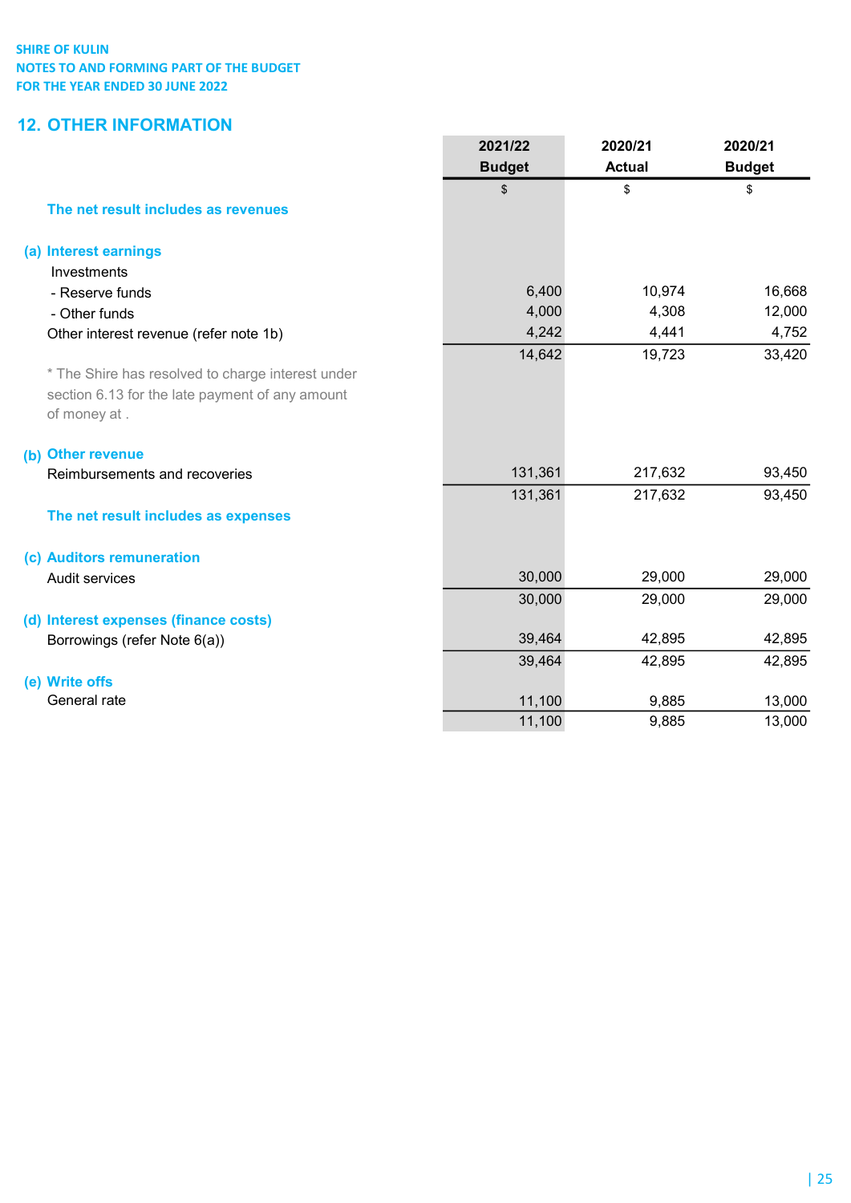SHIRE OF KULIN
NOTES TO AND FORMING PART OF THE BUDGET
FOR THE YEAR ENDED 30 JUNE 2022

## 12. OTHER INFORMATION

| | 2021/22 Budget | 2020/21 Actual | 2020/21 Budget |
|---|---|---|---|
| | $ | $ | $ |
| **The net result includes as revenues** | | | |
| **(a) Interest earnings** | | | |
| Investments | | | |
| - Reserve funds | 6,400 | 10,974 | 16,668 |
| - Other funds | 4,000 | 4,308 | 12,000 |
| Other interest revenue (refer note 1b) | 4,242 | 4,441 | 4,752 |
| | 14,642 | 19,723 | 33,420 |
| * The Shire has resolved to charge interest under section 6.13 for the late payment of any amount of money at . | | | |
| **(b) Other revenue** | | | |
| Reimbursements and recoveries | 131,361 | 217,632 | 93,450 |
| | 131,361 | 217,632 | 93,450 |
| **The net result includes as expenses** | | | |
| **(c) Auditors remuneration** | | | |
| Audit services | 30,000 | 29,000 | 29,000 |
| | 30,000 | 29,000 | 29,000 |
| **(d) Interest expenses (finance costs)** | | | |
| Borrowings (refer Note 6(a)) | 39,464 | 42,895 | 42,895 |
| | 39,464 | 42,895 | 42,895 |
| **(e) Write offs** | | | |
| General rate | 11,100 | 9,885 | 13,000 |
| | 11,100 | 9,885 | 13,000 |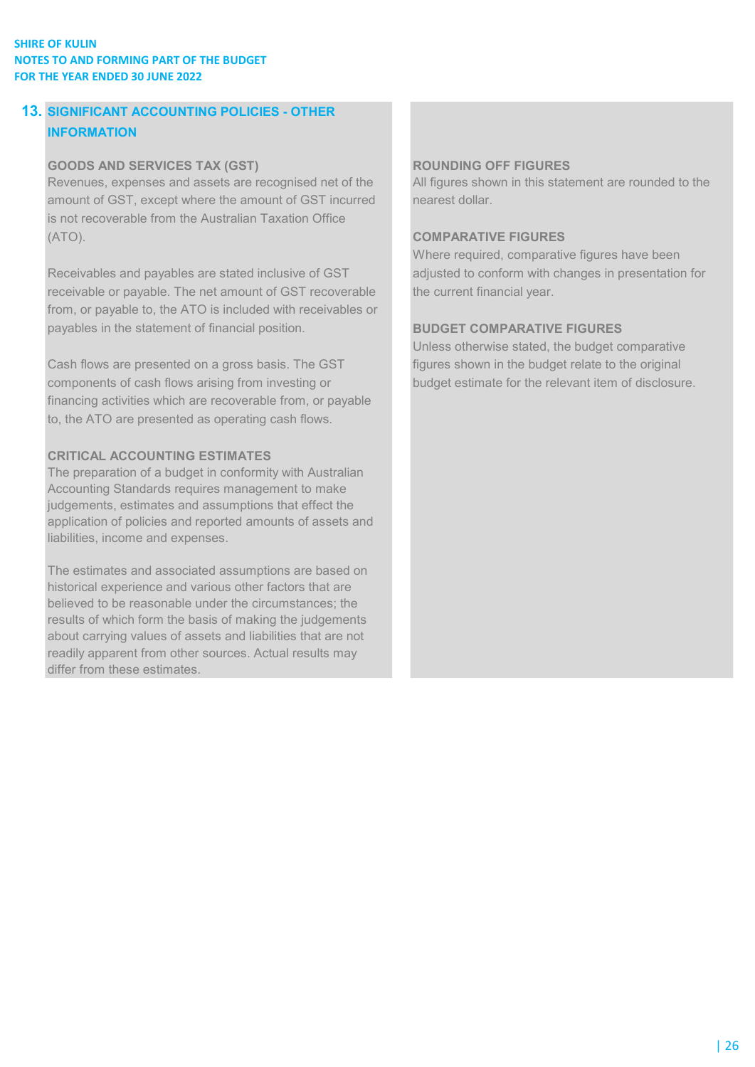## 13. SIGNIFICANT ACCOUNTING POLICIES - OTHER INFORMATION

### GOODS AND SERVICES TAX (GST)

Revenues, expenses and assets are recognised net of the amount of GST, except where the amount of GST incurred is not recoverable from the Australian Taxation Office (ATO).

Receivables and payables are stated inclusive of GST receivable or payable. The net amount of GST recoverable from, or payable to, the ATO is included with receivables or payables in the statement of financial position.

Cash flows are presented on a gross basis. The GST components of cash flows arising from investing or financing activities which are recoverable from, or payable to, the ATO are presented as operating cash flows.

### CRITICAL ACCOUNTING ESTIMATES

The preparation of a budget in conformity with Australian Accounting Standards requires management to make judgements, estimates and assumptions that effect the application of policies and reported amounts of assets and liabilities, income and expenses.

The estimates and associated assumptions are based on historical experience and various other factors that are believed to be reasonable under the circumstances; the results of which form the basis of making the judgements about carrying values of assets and liabilities that are not readily apparent from other sources. Actual results may differ from these estimates.

### ROUNDING OFF FIGURES

All figures shown in this statement are rounded to the nearest dollar.

### COMPARATIVE FIGURES

Where required, comparative figures have been adjusted to conform with changes in presentation for the current financial year.

### BUDGET COMPARATIVE FIGURES

Unless otherwise stated, the budget comparative figures shown in the budget relate to the original budget estimate for the relevant item of disclosure.